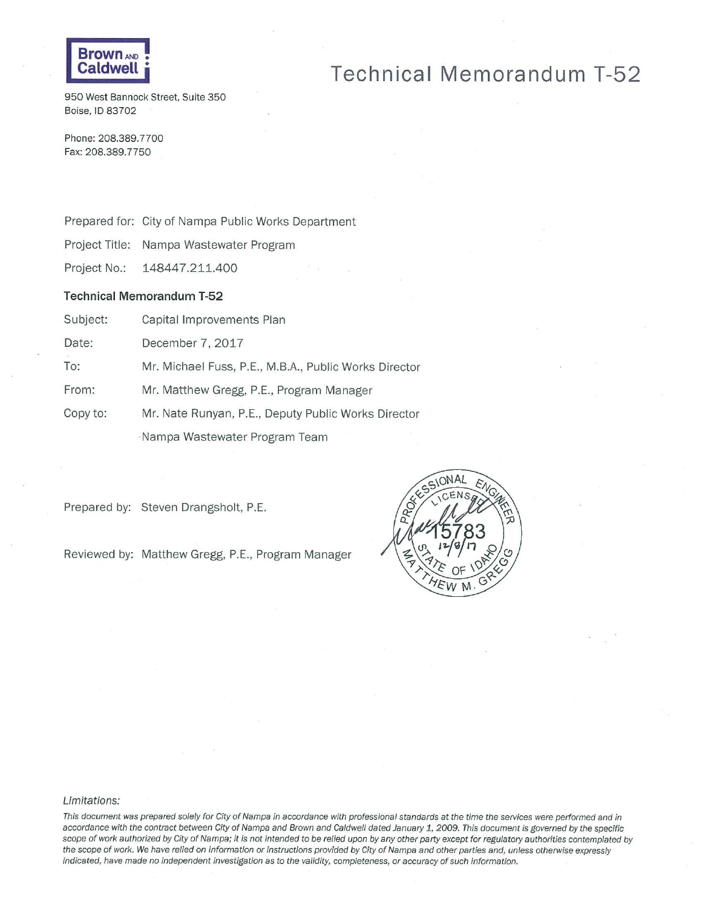Brown AND Caldwell

950 West Bannock Street, Suite 350
Boise, ID 83702

Phone: 208.389.7700
Fax: 208.389.7750

# Technical Memorandum T-52

Prepared for: City of Nampa Public Works Department

Project Title: Nampa Wastewater Program

Project No.: 148447.211.400

## Technical Memorandum T-52

| | |
|---|---|
| Subject: | Capital Improvements Plan |
| Date: | December 7, 2017 |
| To: | Mr. Michael Fuss, P.E., M.B.A., Public Works Director |
| From: | Mr. Matthew Gregg, P.E., Program Manager |
| Copy to: | Mr. Nate Runyan, P.E., Deputy Public Works Director |
| | Nampa Wastewater Program Team |

Prepared by: Steven Drangsholt, P.E.

Reviewed by: Matthew Gregg, P.E., Program Manager

PROFESSIONAL ENGINEER LICENSED 15783 12/8/17 STATE OF IDAHO MATTHEW M. GREGG

*Limitations:*

*This document was prepared solely for City of Nampa in accordance with professional standards at the time the services were performed and in accordance with the contract between City of Nampa and Brown and Caldwell dated January 1, 2009. This document is governed by the specific scope of work authorized by City of Nampa; it is not intended to be relied upon by any other party except for regulatory authorities contemplated by the scope of work. We have relied on information or instructions provided by City of Nampa and other parties and, unless otherwise expressly indicated, have made no independent investigation as to the validity, completeness, or accuracy of such information.*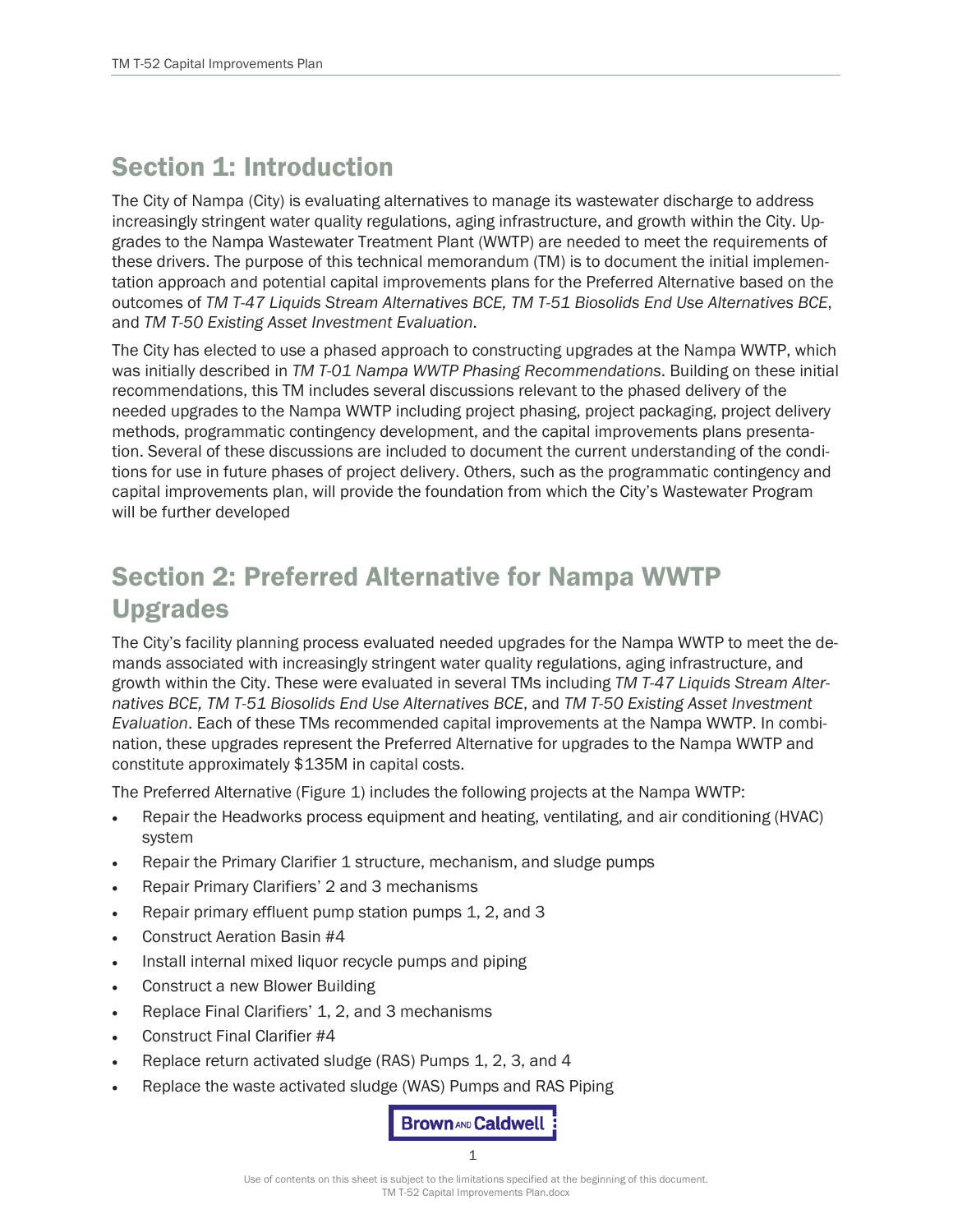# Section 1: Introduction

The City of Nampa (City) is evaluating alternatives to manage its wastewater discharge to address increasingly stringent water quality regulations, aging infrastructure, and growth within the City. Upgrades to the Nampa Wastewater Treatment Plant (WWTP) are needed to meet the requirements of these drivers. The purpose of this technical memorandum (TM) is to document the initial implementation approach and potential capital improvements plans for the Preferred Alternative based on the outcomes of *TM T-47 Liquids Stream Alternatives BCE, TM T-51 Biosolids End Use Alternatives BCE*, and *TM T-50 Existing Asset Investment Evaluation*.

The City has elected to use a phased approach to constructing upgrades at the Nampa WWTP, which was initially described in *TM T-01 Nampa WWTP Phasing Recommendations*. Building on these initial recommendations, this TM includes several discussions relevant to the phased delivery of the needed upgrades to the Nampa WWTP including project phasing, project packaging, project delivery methods, programmatic contingency development, and the capital improvements plans presentation. Several of these discussions are included to document the current understanding of the conditions for use in future phases of project delivery. Others, such as the programmatic contingency and capital improvements plan, will provide the foundation from which the City's Wastewater Program will be further developed

# Section 2: Preferred Alternative for Nampa WWTP Upgrades

The City's facility planning process evaluated needed upgrades for the Nampa WWTP to meet the demands associated with increasingly stringent water quality regulations, aging infrastructure, and growth within the City. These were evaluated in several TMs including *TM T-47 Liquids Stream Alternatives BCE, TM T-51 Biosolids End Use Alternatives BCE*, and *TM T-50 Existing Asset Investment Evaluation*. Each of these TMs recommended capital improvements at the Nampa WWTP. In combination, these upgrades represent the Preferred Alternative for upgrades to the Nampa WWTP and constitute approximately $135M in capital costs.

The Preferred Alternative (Figure 1) includes the following projects at the Nampa WWTP:

- Repair the Headworks process equipment and heating, ventilating, and air conditioning (HVAC) system
- Repair the Primary Clarifier 1 structure, mechanism, and sludge pumps
- Repair Primary Clarifiers' 2 and 3 mechanisms
- Repair primary effluent pump station pumps 1, 2, and 3
- Construct Aeration Basin #4
- Install internal mixed liquor recycle pumps and piping
- Construct a new Blower Building
- Replace Final Clarifiers' 1, 2, and 3 mechanisms
- Construct Final Clarifier #4
- Replace return activated sludge (RAS) Pumps 1, 2, 3, and 4
- Replace the waste activated sludge (WAS) Pumps and RAS Piping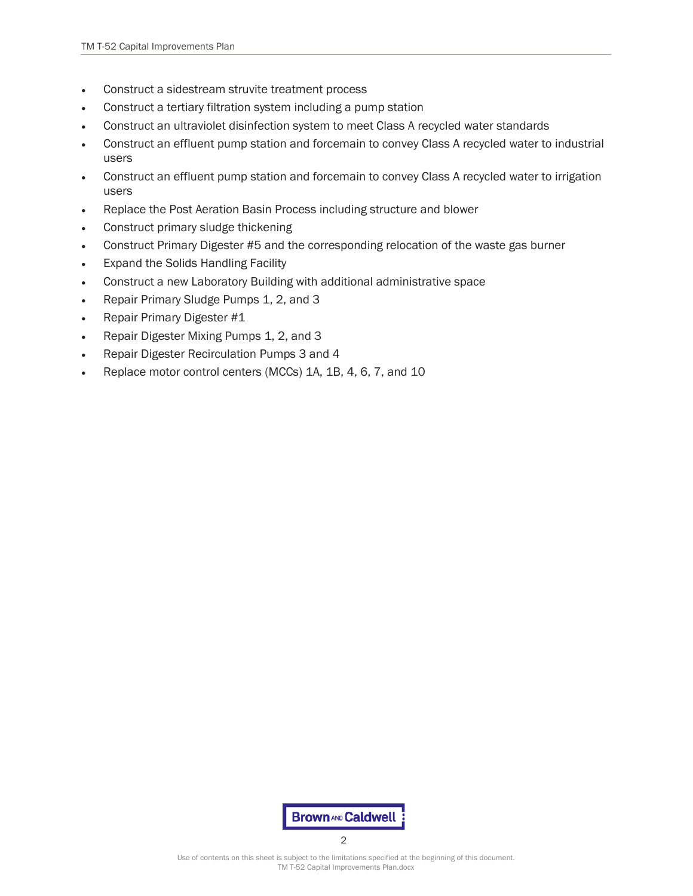- Construct a sidestream struvite treatment process
- Construct a tertiary filtration system including a pump station
- Construct an ultraviolet disinfection system to meet Class A recycled water standards
- Construct an effluent pump station and forcemain to convey Class A recycled water to industrial users
- Construct an effluent pump station and forcemain to convey Class A recycled water to irrigation users
- Replace the Post Aeration Basin Process including structure and blower
- Construct primary sludge thickening
- Construct Primary Digester #5 and the corresponding relocation of the waste gas burner
- Expand the Solids Handling Facility
- Construct a new Laboratory Building with additional administrative space
- Repair Primary Sludge Pumps 1, 2, and 3
- Repair Primary Digester #1
- Repair Digester Mixing Pumps 1, 2, and 3
- Repair Digester Recirculation Pumps 3 and 4
- Replace motor control centers (MCCs) 1A, 1B, 4, 6, 7, and 10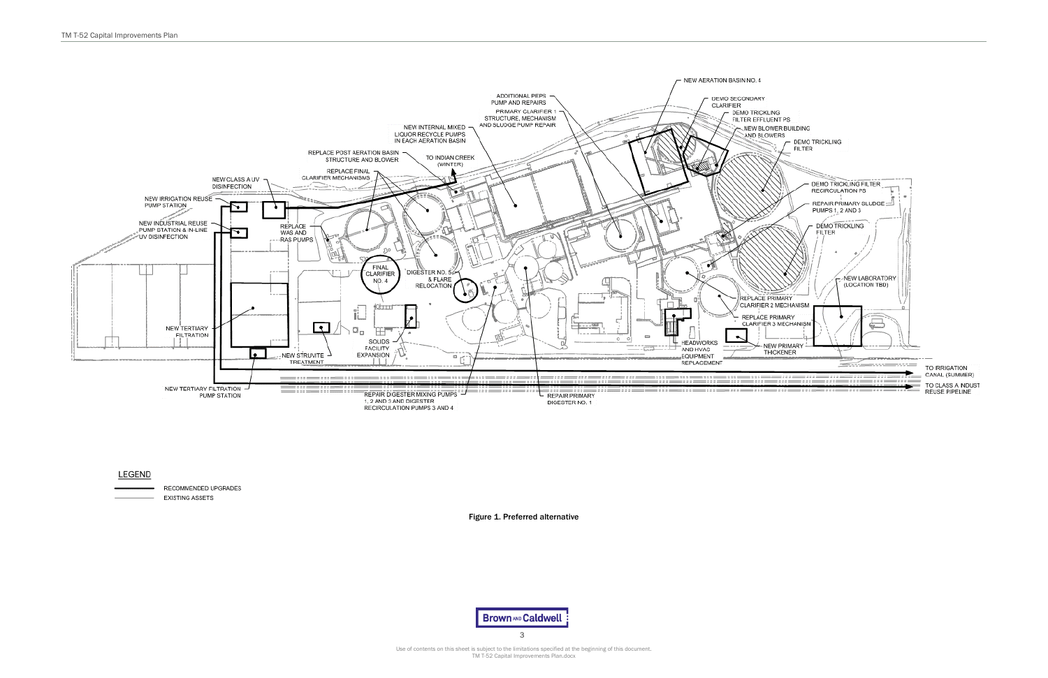NEW AERATION BASIN NO. 4

DEMO SECONDARY CLARIFIER

DEMO TRICKLING FILTER EFFLUENT PS

NEW BLOWER BUILDING AND BLOWERS

DEMO TRICKLING FILTER

DEMO TRICKLING FILTER RECIRCULATION PS

REPAIR PRIMARY SLUDGE PUMPS 1, 2 AND 3

DEMO TRICKLING FILTER

NEW LABORATORY (LOCATION TBD)

REPLACE PRIMARY CLARIFIER 2 MECHANISM

REPLACE PRIMARY CLARIFIER 3 MECHANISM

NEW PRIMARY THICKENER

HEADWORKS AND HVAC EQUIPMENT REPLACEMENT

TO IRRIGATION CANAL (SUMMER)

TO CLASS A INDUST REUSE PIPELINE

REPAIR PRIMARY DIGESTER NO. 1

REPAIR DIGESTER MIXING PUMPS 1, 2 AND 3 AND DIGESTER RECIRCULATION PUMPS 3 AND 4

NEW TERTIARY FILTRATION PUMP STATION

NEW STRUVITE TREATMENT

SOLIDS FACILITY EXPANSION

DIGESTER NO. 5 & FLARE RELOCATION

FINAL CLARIFIER NO. 4

NEW TERTIARY FILTRATION

REPLACE WAS AND RAS PUMPS

NEW INDUSTRIAL REUSE PUMP STATION & IN-LINE UV DISINFECTION

NEW IRRIGATION REUSE PUMP STATION

NEW CLASS A UV DISINFECTION

REPLACE FINAL CLARIFIER MECHANISMS

REPLACE POST AERATION BASIN STRUCTURE AND BLOWER

TO INDIAN CREEK (WINTER)

NEW INTERNAL MIXED LIQUOR RECYCLE PUMPS IN EACH AERATION BASIN

ADDITIONAL PEPS PUMP AND REPAIRS

PRIMARY CLARIFIER 1 STRUCTURE, MECHANISM AND SLUDGE PUMP REPAIR

LEGEND

RECOMMENDED UPGRADES

EXISTING ASSETS

Figure 1. Preferred alternative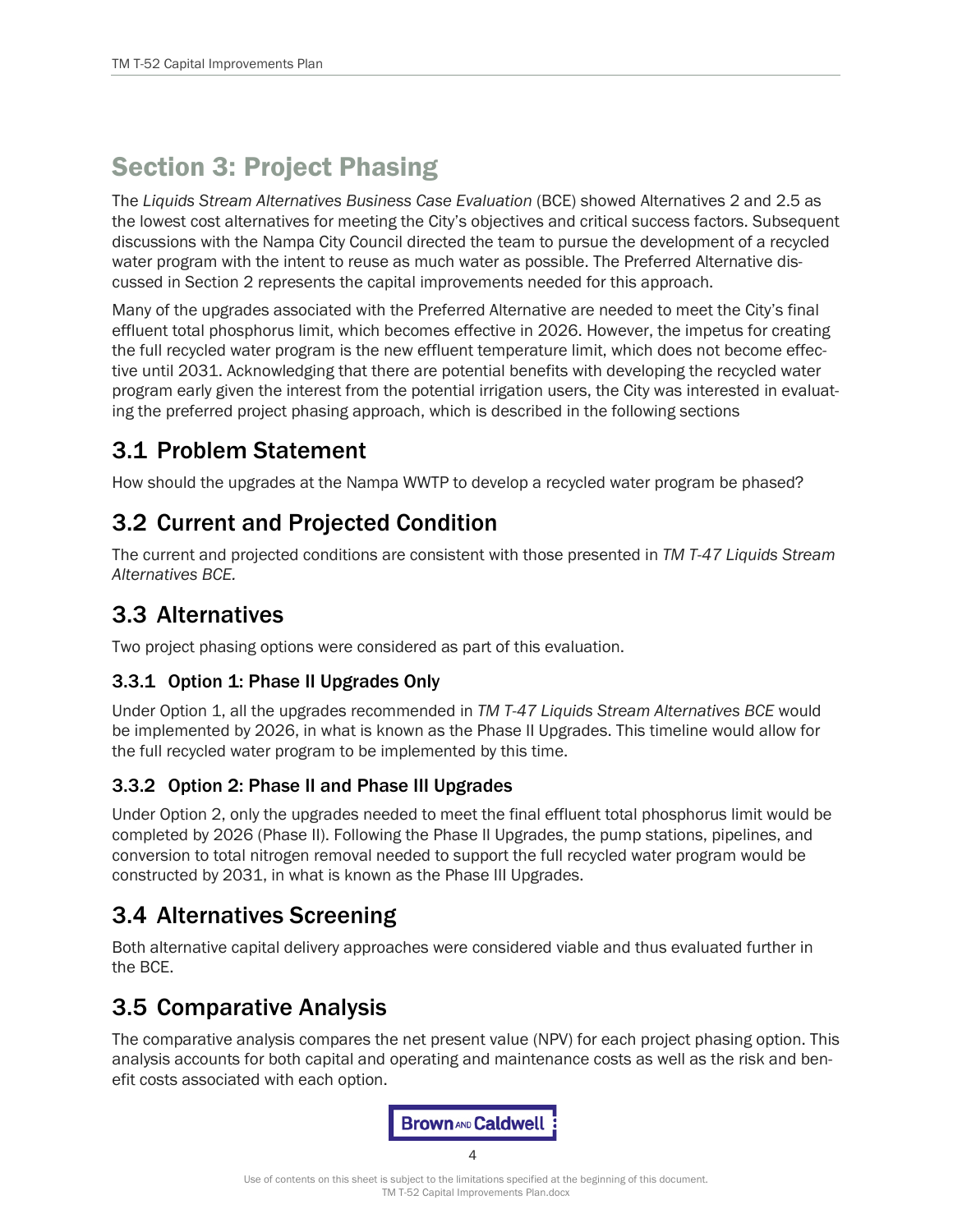# Section 3: Project Phasing

The *Liquids Stream Alternatives Business Case Evaluation* (BCE) showed Alternatives 2 and 2.5 as the lowest cost alternatives for meeting the City's objectives and critical success factors. Subsequent discussions with the Nampa City Council directed the team to pursue the development of a recycled water program with the intent to reuse as much water as possible. The Preferred Alternative discussed in Section 2 represents the capital improvements needed for this approach.

Many of the upgrades associated with the Preferred Alternative are needed to meet the City's final effluent total phosphorus limit, which becomes effective in 2026. However, the impetus for creating the full recycled water program is the new effluent temperature limit, which does not become effective until 2031. Acknowledging that there are potential benefits with developing the recycled water program early given the interest from the potential irrigation users, the City was interested in evaluating the preferred project phasing approach, which is described in the following sections

## 3.1 Problem Statement

How should the upgrades at the Nampa WWTP to develop a recycled water program be phased?

## 3.2 Current and Projected Condition

The current and projected conditions are consistent with those presented in *TM T-47 Liquids Stream Alternatives BCE*.

## 3.3 Alternatives

Two project phasing options were considered as part of this evaluation.

### 3.3.1 Option 1: Phase II Upgrades Only

Under Option 1, all the upgrades recommended in *TM T-47 Liquids Stream Alternatives BCE* would be implemented by 2026, in what is known as the Phase II Upgrades. This timeline would allow for the full recycled water program to be implemented by this time.

### 3.3.2 Option 2: Phase II and Phase III Upgrades

Under Option 2, only the upgrades needed to meet the final effluent total phosphorus limit would be completed by 2026 (Phase II). Following the Phase II Upgrades, the pump stations, pipelines, and conversion to total nitrogen removal needed to support the full recycled water program would be constructed by 2031, in what is known as the Phase III Upgrades.

## 3.4 Alternatives Screening

Both alternative capital delivery approaches were considered viable and thus evaluated further in the BCE.

## 3.5 Comparative Analysis

The comparative analysis compares the net present value (NPV) for each project phasing option. This analysis accounts for both capital and operating and maintenance costs as well as the risk and benefit costs associated with each option.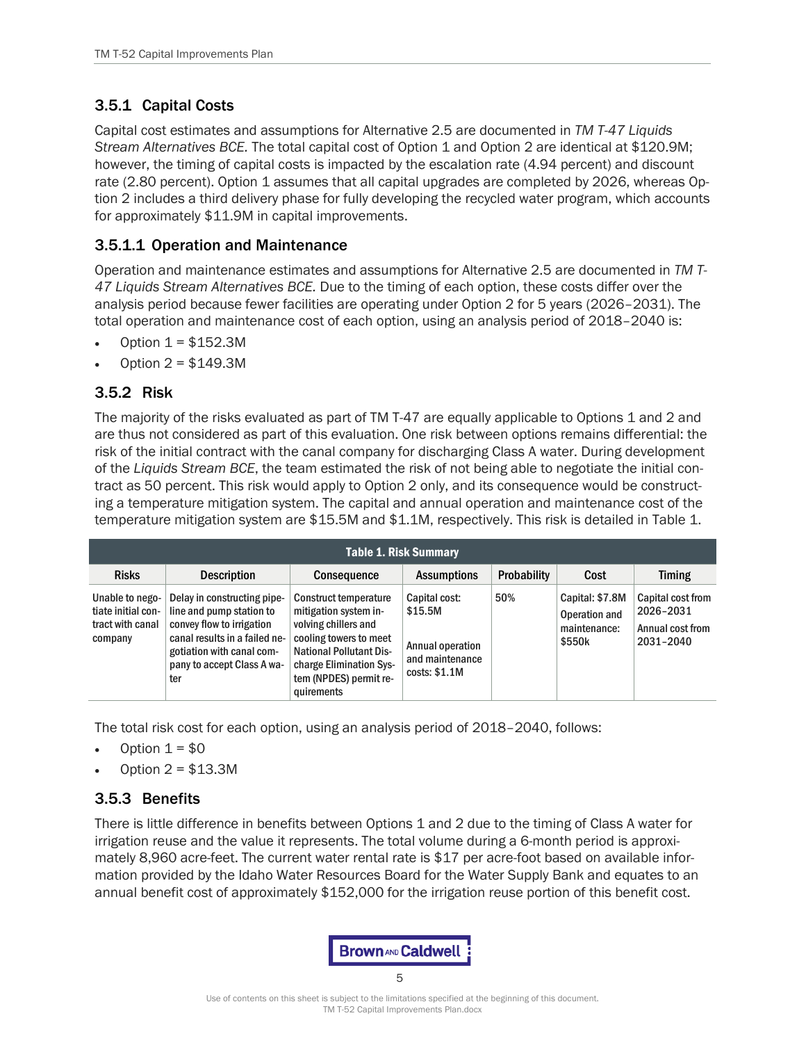### 3.5.1 Capital Costs

Capital cost estimates and assumptions for Alternative 2.5 are documented in *TM T-47 Liquids Stream Alternatives BCE.* The total capital cost of Option 1 and Option 2 are identical at $120.9M; however, the timing of capital costs is impacted by the escalation rate (4.94 percent) and discount rate (2.80 percent). Option 1 assumes that all capital upgrades are completed by 2026, whereas Option 2 includes a third delivery phase for fully developing the recycled water program, which accounts for approximately $11.9M in capital improvements.

#### 3.5.1.1 Operation and Maintenance

Operation and maintenance estimates and assumptions for Alternative 2.5 are documented in *TM T-47 Liquids Stream Alternatives BCE.* Due to the timing of each option, these costs differ over the analysis period because fewer facilities are operating under Option 2 for 5 years (2026–2031). The total operation and maintenance cost of each option, using an analysis period of 2018–2040 is:

- Option 1 = $152.3M
- Option 2 = $149.3M

### 3.5.2 Risk

The majority of the risks evaluated as part of TM T-47 are equally applicable to Options 1 and 2 and are thus not considered as part of this evaluation. One risk between options remains differential: the risk of the initial contract with the canal company for discharging Class A water. During development of the *Liquids Stream BCE*, the team estimated the risk of not being able to negotiate the initial contract as 50 percent. This risk would apply to Option 2 only, and its consequence would be constructing a temperature mitigation system. The capital and annual operation and maintenance cost of the temperature mitigation system are $15.5M and $1.1M, respectively. This risk is detailed in Table 1.

**Table 1. Risk Summary**

| Risks | Description | Consequence | Assumptions | Probability | Cost | Timing |
|---|---|---|---|---|---|---|
| Unable to negotiate initial contract with canal company | Delay in constructing pipeline and pump station to convey flow to irrigation canal results in a failed negotiation with canal company to accept Class A water | Construct temperature mitigation system involving chillers and cooling towers to meet National Pollutant Discharge Elimination System (NPDES) permit requirements | Capital cost: $15.5M<br><br>Annual operation and maintenance costs: $1.1M | 50% | Capital: $7.8M<br>Operation and maintenance: $550k | Capital cost from 2026–2031<br>Annual cost from 2031–2040 |

The total risk cost for each option, using an analysis period of 2018–2040, follows:

- Option 1 = $0
- Option 2 = $13.3M

### 3.5.3 Benefits

There is little difference in benefits between Options 1 and 2 due to the timing of Class A water for irrigation reuse and the value it represents. The total volume during a 6-month period is approximately 8,960 acre-feet. The current water rental rate is $17 per acre-foot based on available information provided by the Idaho Water Resources Board for the Water Supply Bank and equates to an annual benefit cost of approximately $152,000 for the irrigation reuse portion of this benefit cost.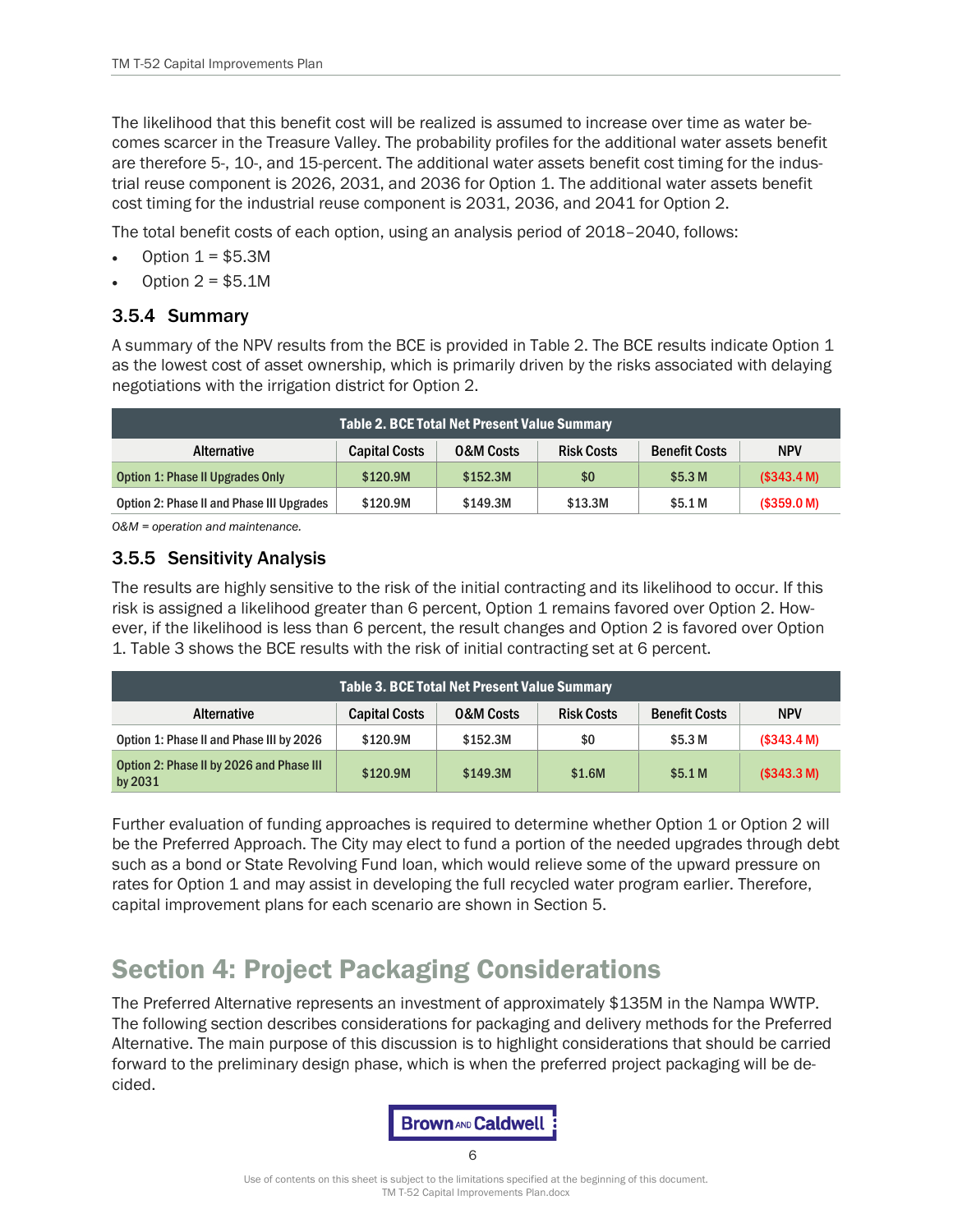The likelihood that this benefit cost will be realized is assumed to increase over time as water becomes scarcer in the Treasure Valley. The probability profiles for the additional water assets benefit are therefore 5-, 10-, and 15-percent. The additional water assets benefit cost timing for the industrial reuse component is 2026, 2031, and 2036 for Option 1. The additional water assets benefit cost timing for the industrial reuse component is 2031, 2036, and 2041 for Option 2.

The total benefit costs of each option, using an analysis period of 2018–2040, follows:

- Option 1 = $5.3M
- Option 2 = $5.1M

### 3.5.4 Summary

A summary of the NPV results from the BCE is provided in Table 2. The BCE results indicate Option 1 as the lowest cost of asset ownership, which is primarily driven by the risks associated with delaying negotiations with the irrigation district for Option 2.

**Table 2. BCE Total Net Present Value Summary**

| Alternative | Capital Costs | O&M Costs | Risk Costs | Benefit Costs | NPV |
|---|---|---|---|---|---|
| Option 1: Phase II Upgrades Only | $120.9M | $152.3M | $0 | $5.3 M | ($343.4 M) |
| Option 2: Phase II and Phase III Upgrades | $120.9M | $149.3M | $13.3M | $5.1 M | ($359.0 M) |

*O&M = operation and maintenance.*

### 3.5.5 Sensitivity Analysis

The results are highly sensitive to the risk of the initial contracting and its likelihood to occur. If this risk is assigned a likelihood greater than 6 percent, Option 1 remains favored over Option 2. However, if the likelihood is less than 6 percent, the result changes and Option 2 is favored over Option 1. Table 3 shows the BCE results with the risk of initial contracting set at 6 percent.

**Table 3. BCE Total Net Present Value Summary**

| Alternative | Capital Costs | O&M Costs | Risk Costs | Benefit Costs | NPV |
|---|---|---|---|---|---|
| Option 1: Phase II and Phase III by 2026 | $120.9M | $152.3M | $0 | $5.3 M | ($343.4 M) |
| Option 2: Phase II by 2026 and Phase III by 2031 | $120.9M | $149.3M | $1.6M | $5.1 M | ($343.3 M) |

Further evaluation of funding approaches is required to determine whether Option 1 or Option 2 will be the Preferred Approach. The City may elect to fund a portion of the needed upgrades through debt such as a bond or State Revolving Fund loan, which would relieve some of the upward pressure on rates for Option 1 and may assist in developing the full recycled water program earlier. Therefore, capital improvement plans for each scenario are shown in Section 5.

## Section 4: Project Packaging Considerations

The Preferred Alternative represents an investment of approximately $135M in the Nampa WWTP. The following section describes considerations for packaging and delivery methods for the Preferred Alternative. The main purpose of this discussion is to highlight considerations that should be carried forward to the preliminary design phase, which is when the preferred project packaging will be decided.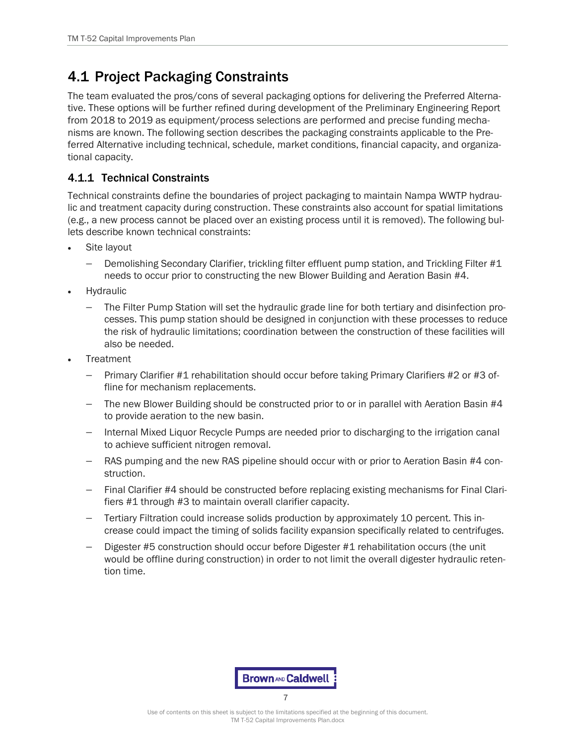## 4.1 Project Packaging Constraints

The team evaluated the pros/cons of several packaging options for delivering the Preferred Alternative. These options will be further refined during development of the Preliminary Engineering Report from 2018 to 2019 as equipment/process selections are performed and precise funding mechanisms are known. The following section describes the packaging constraints applicable to the Preferred Alternative including technical, schedule, market conditions, financial capacity, and organizational capacity.

### 4.1.1 Technical Constraints

Technical constraints define the boundaries of project packaging to maintain Nampa WWTP hydraulic and treatment capacity during construction. These constraints also account for spatial limitations (e.g., a new process cannot be placed over an existing process until it is removed). The following bullets describe known technical constraints:

- Site layout
  - Demolishing Secondary Clarifier, trickling filter effluent pump station, and Trickling Filter #1 needs to occur prior to constructing the new Blower Building and Aeration Basin #4.
- Hydraulic
  - The Filter Pump Station will set the hydraulic grade line for both tertiary and disinfection processes. This pump station should be designed in conjunction with these processes to reduce the risk of hydraulic limitations; coordination between the construction of these facilities will also be needed.
- Treatment
  - Primary Clarifier #1 rehabilitation should occur before taking Primary Clarifiers #2 or #3 offline for mechanism replacements.
  - The new Blower Building should be constructed prior to or in parallel with Aeration Basin #4 to provide aeration to the new basin.
  - Internal Mixed Liquor Recycle Pumps are needed prior to discharging to the irrigation canal to achieve sufficient nitrogen removal.
  - RAS pumping and the new RAS pipeline should occur with or prior to Aeration Basin #4 construction.
  - Final Clarifier #4 should be constructed before replacing existing mechanisms for Final Clarifiers #1 through #3 to maintain overall clarifier capacity.
  - Tertiary Filtration could increase solids production by approximately 10 percent. This increase could impact the timing of solids facility expansion specifically related to centrifuges.
  - Digester #5 construction should occur before Digester #1 rehabilitation occurs (the unit would be offline during construction) in order to not limit the overall digester hydraulic retention time.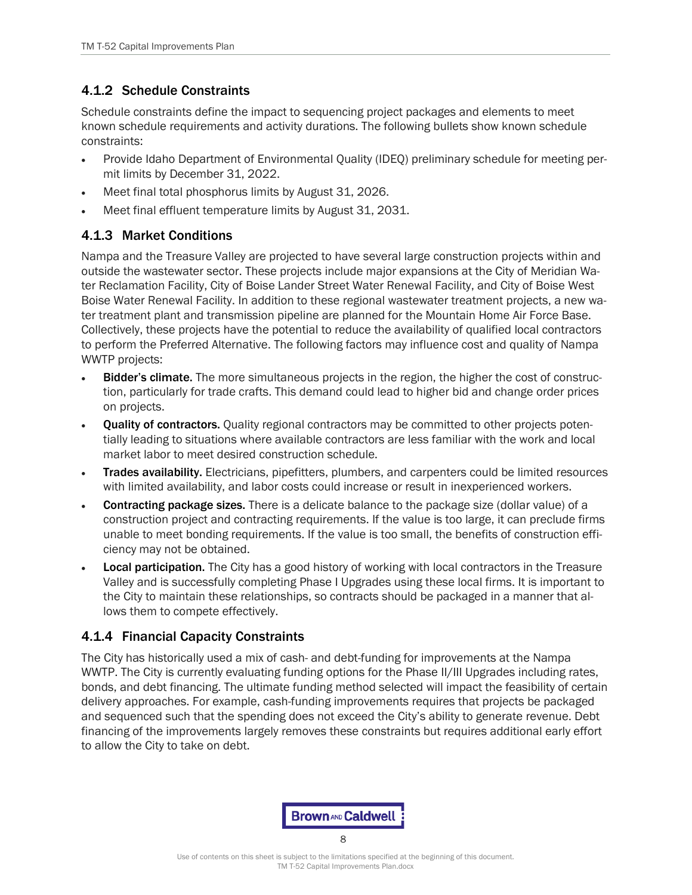### 4.1.2 Schedule Constraints

Schedule constraints define the impact to sequencing project packages and elements to meet known schedule requirements and activity durations. The following bullets show known schedule constraints:

- Provide Idaho Department of Environmental Quality (IDEQ) preliminary schedule for meeting permit limits by December 31, 2022.
- Meet final total phosphorus limits by August 31, 2026.
- Meet final effluent temperature limits by August 31, 2031.

### 4.1.3 Market Conditions

Nampa and the Treasure Valley are projected to have several large construction projects within and outside the wastewater sector. These projects include major expansions at the City of Meridian Water Reclamation Facility, City of Boise Lander Street Water Renewal Facility, and City of Boise West Boise Water Renewal Facility. In addition to these regional wastewater treatment projects, a new water treatment plant and transmission pipeline are planned for the Mountain Home Air Force Base. Collectively, these projects have the potential to reduce the availability of qualified local contractors to perform the Preferred Alternative. The following factors may influence cost and quality of Nampa WWTP projects:

- **Bidder's climate.** The more simultaneous projects in the region, the higher the cost of construction, particularly for trade crafts. This demand could lead to higher bid and change order prices on projects.
- **Quality of contractors.** Quality regional contractors may be committed to other projects potentially leading to situations where available contractors are less familiar with the work and local market labor to meet desired construction schedule.
- **Trades availability.** Electricians, pipefitters, plumbers, and carpenters could be limited resources with limited availability, and labor costs could increase or result in inexperienced workers.
- **Contracting package sizes.** There is a delicate balance to the package size (dollar value) of a construction project and contracting requirements. If the value is too large, it can preclude firms unable to meet bonding requirements. If the value is too small, the benefits of construction efficiency may not be obtained.
- **Local participation.** The City has a good history of working with local contractors in the Treasure Valley and is successfully completing Phase I Upgrades using these local firms. It is important to the City to maintain these relationships, so contracts should be packaged in a manner that allows them to compete effectively.

### 4.1.4 Financial Capacity Constraints

The City has historically used a mix of cash- and debt-funding for improvements at the Nampa WWTP. The City is currently evaluating funding options for the Phase II/III Upgrades including rates, bonds, and debt financing. The ultimate funding method selected will impact the feasibility of certain delivery approaches. For example, cash-funding improvements requires that projects be packaged and sequenced such that the spending does not exceed the City's ability to generate revenue. Debt financing of the improvements largely removes these constraints but requires additional early effort to allow the City to take on debt.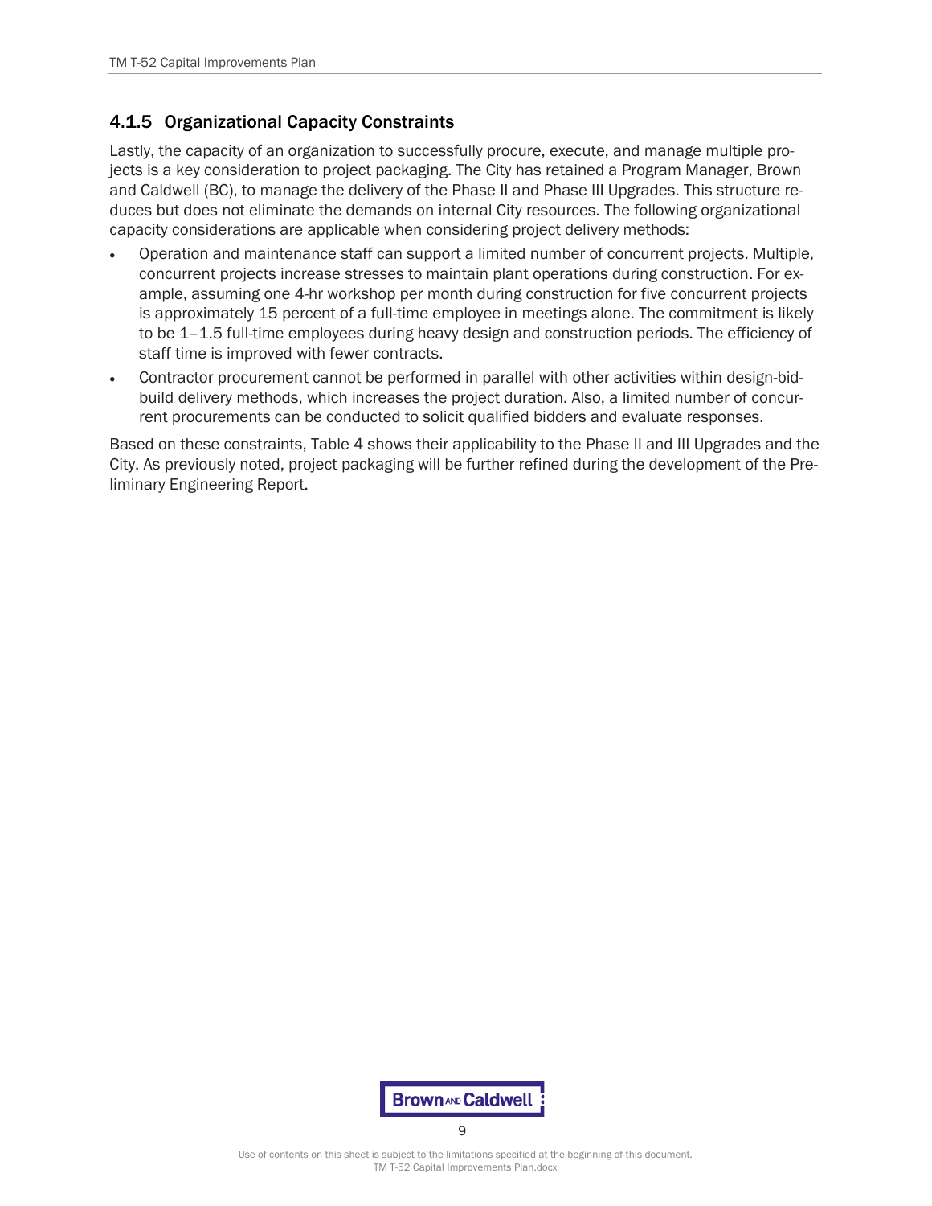### 4.1.5 Organizational Capacity Constraints

Lastly, the capacity of an organization to successfully procure, execute, and manage multiple projects is a key consideration to project packaging. The City has retained a Program Manager, Brown and Caldwell (BC), to manage the delivery of the Phase II and Phase III Upgrades. This structure reduces but does not eliminate the demands on internal City resources. The following organizational capacity considerations are applicable when considering project delivery methods:

- Operation and maintenance staff can support a limited number of concurrent projects. Multiple, concurrent projects increase stresses to maintain plant operations during construction. For example, assuming one 4-hr workshop per month during construction for five concurrent projects is approximately 15 percent of a full-time employee in meetings alone. The commitment is likely to be 1–1.5 full-time employees during heavy design and construction periods. The efficiency of staff time is improved with fewer contracts.
- Contractor procurement cannot be performed in parallel with other activities within design-bid-build delivery methods, which increases the project duration. Also, a limited number of concurrent procurements can be conducted to solicit qualified bidders and evaluate responses.

Based on these constraints, Table 4 shows their applicability to the Phase II and III Upgrades and the City. As previously noted, project packaging will be further refined during the development of the Preliminary Engineering Report.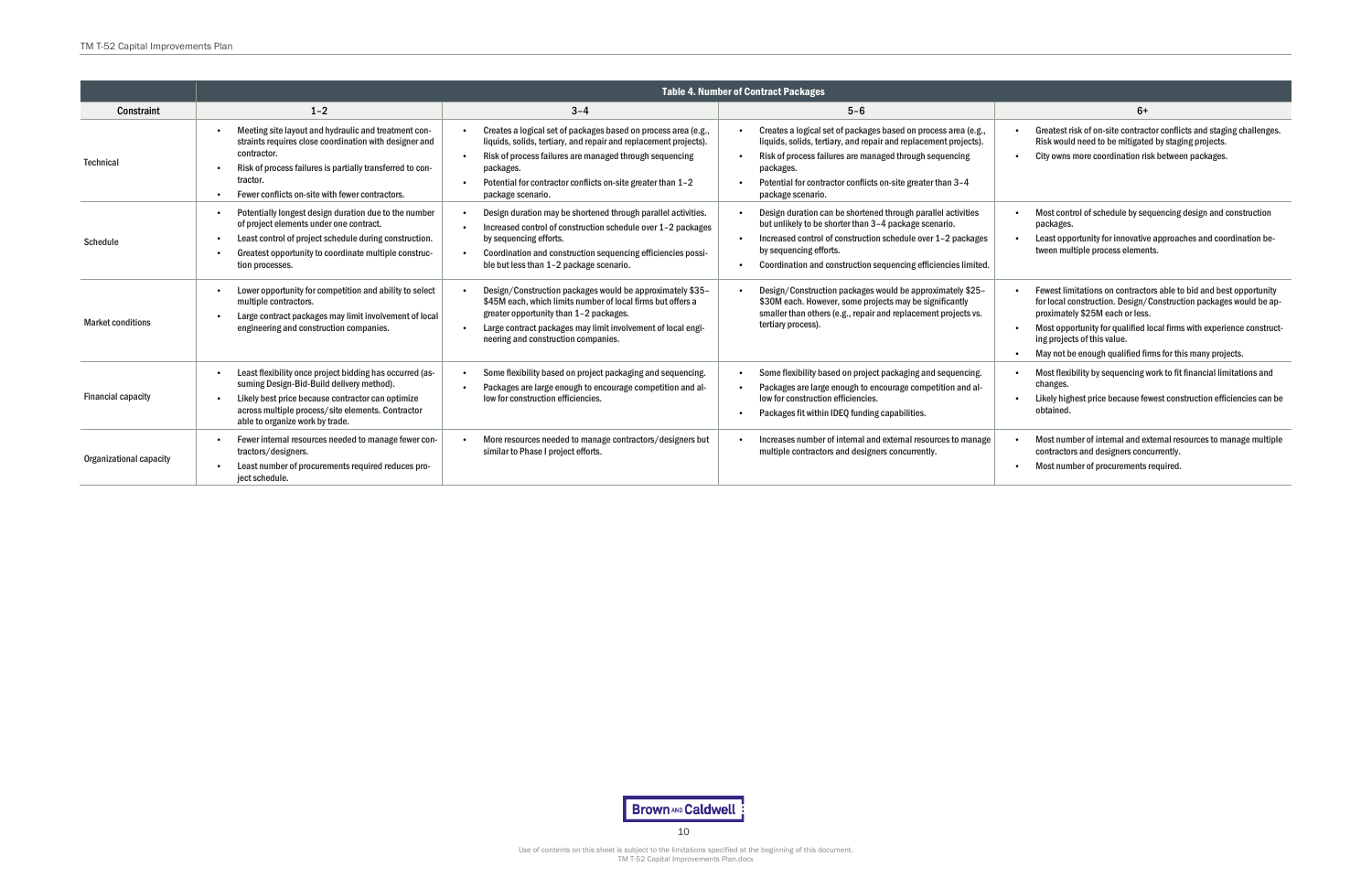**Table 4. Number of Contract Packages**

| Constraint | 1–2 | 3–4 | 5–6 | 6+ |
|---|---|---|---|---|
| Technical | • Meeting site layout and hydraulic and treatment constraints requires close coordination with designer and contractor.<br>• Risk of process failures is partially transferred to contractor.<br>• Fewer conflicts on-site with fewer contractors. | • Creates a logical set of packages based on process area (e.g., liquids, solids, tertiary, and repair and replacement projects).<br>• Risk of process failures are managed through sequencing packages.<br>• Potential for contractor conflicts on-site greater than 1–2 package scenario. | • Creates a logical set of packages based on process area (e.g., liquids, solids, tertiary, and repair and replacement projects).<br>• Risk of process failures are managed through sequencing packages.<br>• Potential for contractor conflicts on-site greater than 3–4 package scenario. | • Greatest risk of on-site contractor conflicts and staging challenges. Risk would need to be mitigated by staging projects.<br>• City owns more coordination risk between packages. |
| Schedule | • Potentially longest design duration due to the number of project elements under one contract.<br>• Least control of project schedule during construction.<br>• Greatest opportunity to coordinate multiple construction processes. | • Design duration may be shortened through parallel activities.<br>• Increased control of construction schedule over 1–2 packages by sequencing efforts.<br>• Coordination and construction sequencing efficiencies possible but less than 1–2 package scenario. | • Design duration can be shortened through parallel activities but unlikely to be shorter than 3–4 package scenario.<br>• Increased control of construction schedule over 1–2 packages by sequencing efforts.<br>• Coordination and construction sequencing efficiencies limited. | • Most control of schedule by sequencing design and construction packages.<br>• Least opportunity for innovative approaches and coordination between multiple process elements. |
| Market conditions | • Lower opportunity for competition and ability to select multiple contractors.<br>• Large contract packages may limit involvement of local engineering and construction companies. | • Design/Construction packages would be approximately $35–$45M each, which limits number of local firms but offers a greater opportunity than 1–2 packages.<br>• Large contract packages may limit involvement of local engineering and construction companies. | • Design/Construction packages would be approximately $25–$30M each. However, some projects may be significantly smaller than others (e.g., repair and replacement projects vs. tertiary process). | • Fewest limitations on contractors able to bid and best opportunity for local construction. Design/Construction packages would be approximately $25M each or less.<br>• Most opportunity for qualified local firms with experience constructing projects of this value.<br>• May not be enough qualified firms for this many projects. |
| Financial capacity | • Least flexibility once project bidding has occurred (assuming Design-Bid-Build delivery method).<br>• Likely best price because contractor can optimize across multiple process/site elements. Contractor able to organize work by trade. | • Some flexibility based on project packaging and sequencing.<br>• Packages are large enough to encourage competition and allow for construction efficiencies. | • Some flexibility based on project packaging and sequencing.<br>• Packages are large enough to encourage competition and allow for construction efficiencies.<br>• Packages fit within IDEQ funding capabilities. | • Most flexibility by sequencing work to fit financial limitations and changes.<br>• Likely highest price because fewest construction efficiencies can be obtained. |
| Organizational capacity | • Fewer internal resources needed to manage fewer contractors/designers.<br>• Least number of procurements required reduces project schedule. | • More resources needed to manage contractors/designers but similar to Phase I project efforts. | • Increases number of internal and external resources to manage multiple contractors and designers concurrently. | • Most number of internal and external resources to manage multiple contractors and designers concurrently.<br>• Most number of procurements required. |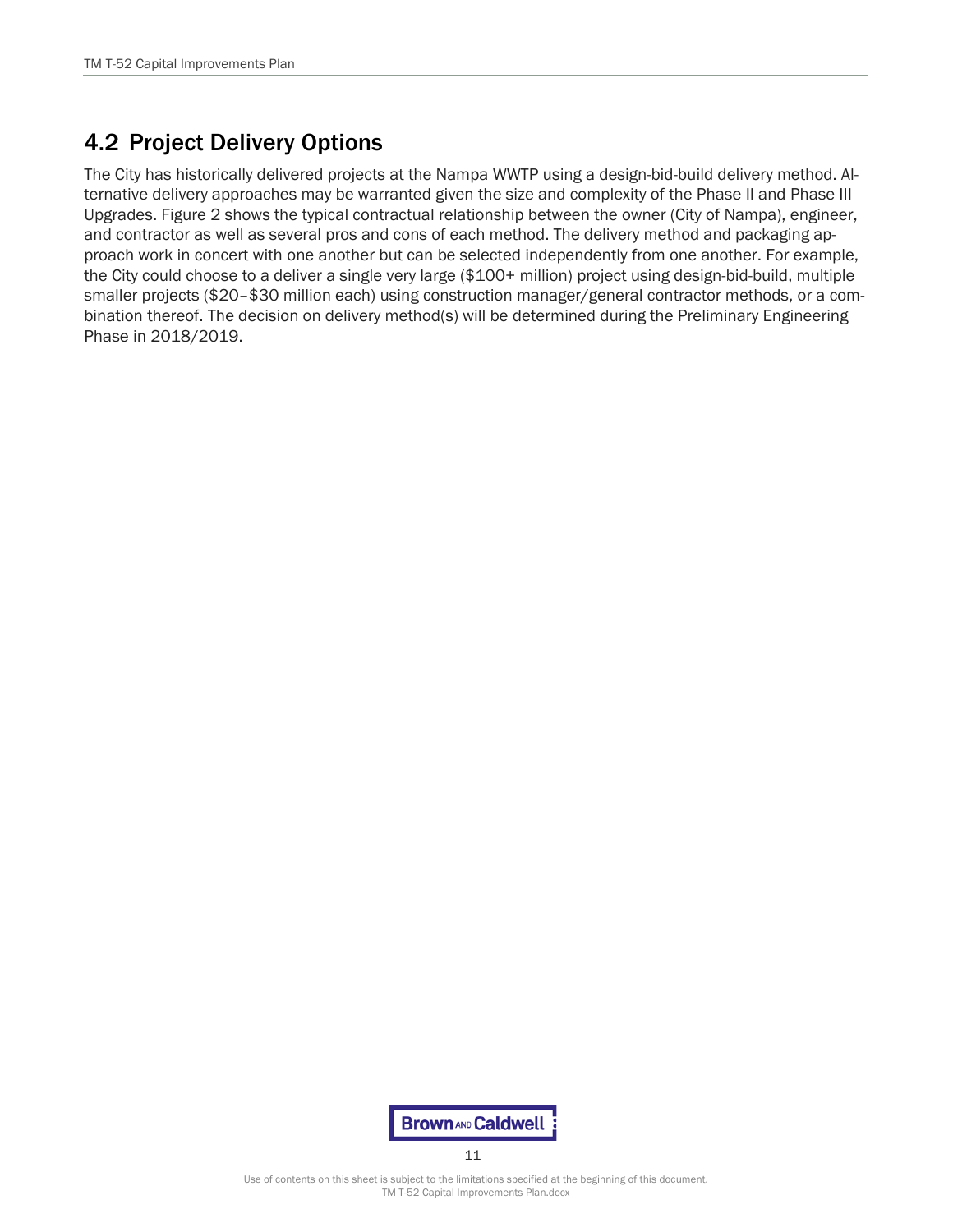## 4.2 Project Delivery Options

The City has historically delivered projects at the Nampa WWTP using a design-bid-build delivery method. Alternative delivery approaches may be warranted given the size and complexity of the Phase II and Phase III Upgrades. Figure 2 shows the typical contractual relationship between the owner (City of Nampa), engineer, and contractor as well as several pros and cons of each method. The delivery method and packaging approach work in concert with one another but can be selected independently from one another. For example, the City could choose to a deliver a single very large ($100+ million) project using design-bid-build, multiple smaller projects ($20–$30 million each) using construction manager/general contractor methods, or a combination thereof. The decision on delivery method(s) will be determined during the Preliminary Engineering Phase in 2018/2019.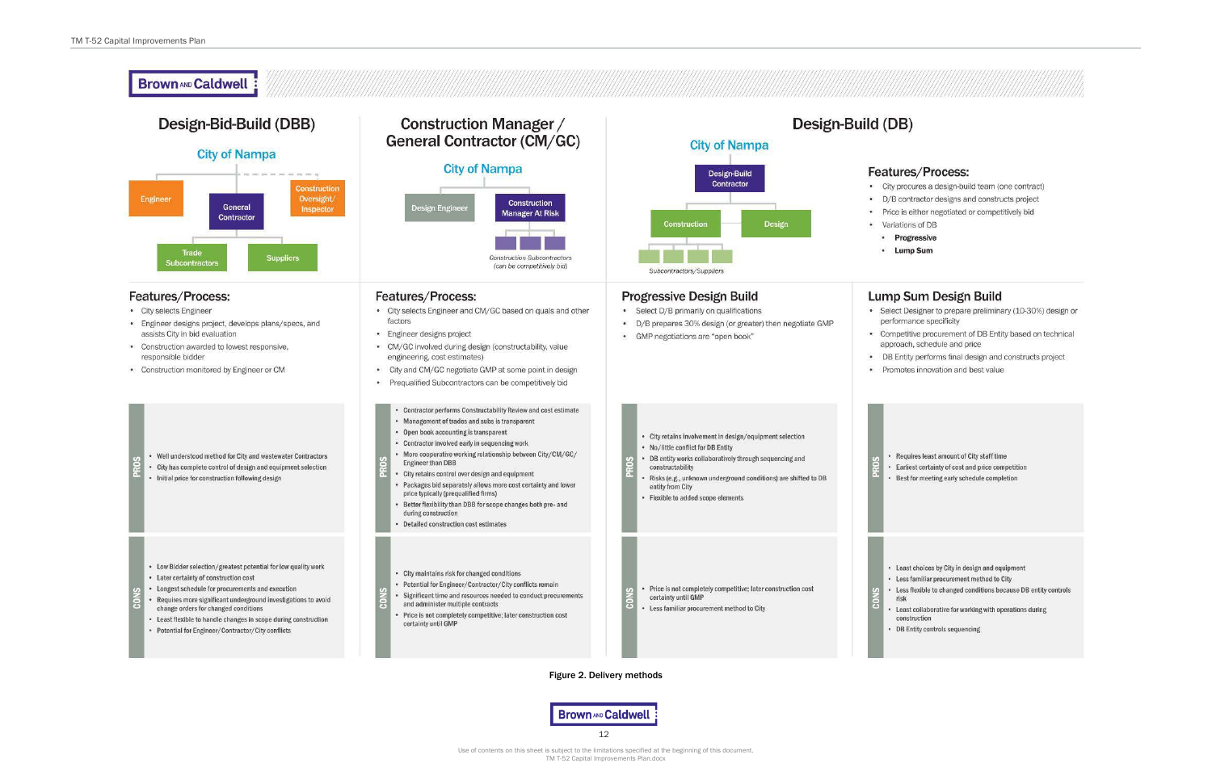## Design-Bid-Build (DBB)

City of Nampa

- Engineer
- General Contractor
- Construction Oversight/ Inspector
- Trade Subcontractors
- Suppliers

### Features/Process:

- City selects Engineer
- Engineer designs project, develops plans/specs, and assists City in bid evaluation
- Construction awarded to lowest responsive, responsible bidder
- Construction monitored by Engineer or CM

**PROS**

- Well understood method for City and wastewater Contractors
- City has complete control of design and equipment selection
- Initial price for construction following design

**CONS**

- Low Bidder selection/greatest potential for low quality work
- Later certainty of construction cost
- Longest schedule for procurements and execution
- Requires more significant underground investigations to avoid change orders for changed conditions
- Least flexible to handle changes in scope during construction
- Potential for Engineer/Contractor/City conflicts

## Construction Manager / General Contractor (CM/GC)

City of Nampa

- Design Engineer
- Construction Manager At Risk
- Construction Subcontractors (can be competitively bid)

### Features/Process:

- City selects Engineer and CM/GC based on quals and other factors
- Engineer designs project
- CM/GC involved during design (constructability, value engineering, cost estimates)
- City and CM/GC negotiate GMP at some point in design
- Prequalified Subcontractors can be competitively bid

**PROS**

- Contractor performs Constructability Review and cost estimate
- Management of trades and subs is transparent
- Open book accounting is transparent
- Contractor involved early in sequencing work
- More cooperative working relationship between City/CM/GC/ Engineer than DBB
- City retains control over design and equipment
- Packages bid separately allows more cost certainty and lower price typically (prequalified firms)
- Better flexibility than DBB for scope changes both pre- and during construction
- Detailed construction cost estimates

**CONS**

- City maintains risk for changed conditions
- Potential for Engineer/Contractor/City conflicts remain
- Significant time and resources needed to conduct procurements and administer multiple contracts
- Price is not completely competitive; later construction cost certainty until GMP

## Design-Build (DB)

City of Nampa

- Design-Build Contractor
- Construction
- Design
- Subcontractors/Suppliers

### Features/Process:

- City procures a design-build team (one contract)
- D/B contractor designs and constructs project
- Price is either negotiated or competitively bid
- Variations of DB
  - **Progressive**
  - **Lump Sum**

### Progressive Design Build

- Select D/B primarily on qualifications
- D/B prepares 30% design (or greater) then negotiate GMP
- GMP negotiations are "open book"

**PROS**

- City retains involvement in design/equipment selection
- No/little conflict for DB Entity
- DB entity works collaboratively through sequencing and constructability
- Risks (e.g., unknown underground conditions) are shifted to DB entity from City
- Flexible to added scope elements

**CONS**

- Price is not completely competitive; later construction cost certainty until GMP
- Less familiar procurement method to City

### Lump Sum Design Build

- Select Designer to prepare preliminary (10-30%) design or performance specificity
- Competitive procurement of DB Entity based on technical approach, schedule and price
- DB Entity performs final design and constructs project
- Promotes innovation and best value

**PROS**

- Requires least amount of City staff time
- Earliest certainty of cost and price competition
- Best for meeting early schedule completion

**CONS**

- Least choices by City in design and equipment
- Less familiar procurement method to City
- Less flexible to changed conditions because DB entity controls risk
- Least collaborative for working with operations during construction
- DB Entity controls sequencing

Figure 2. Delivery methods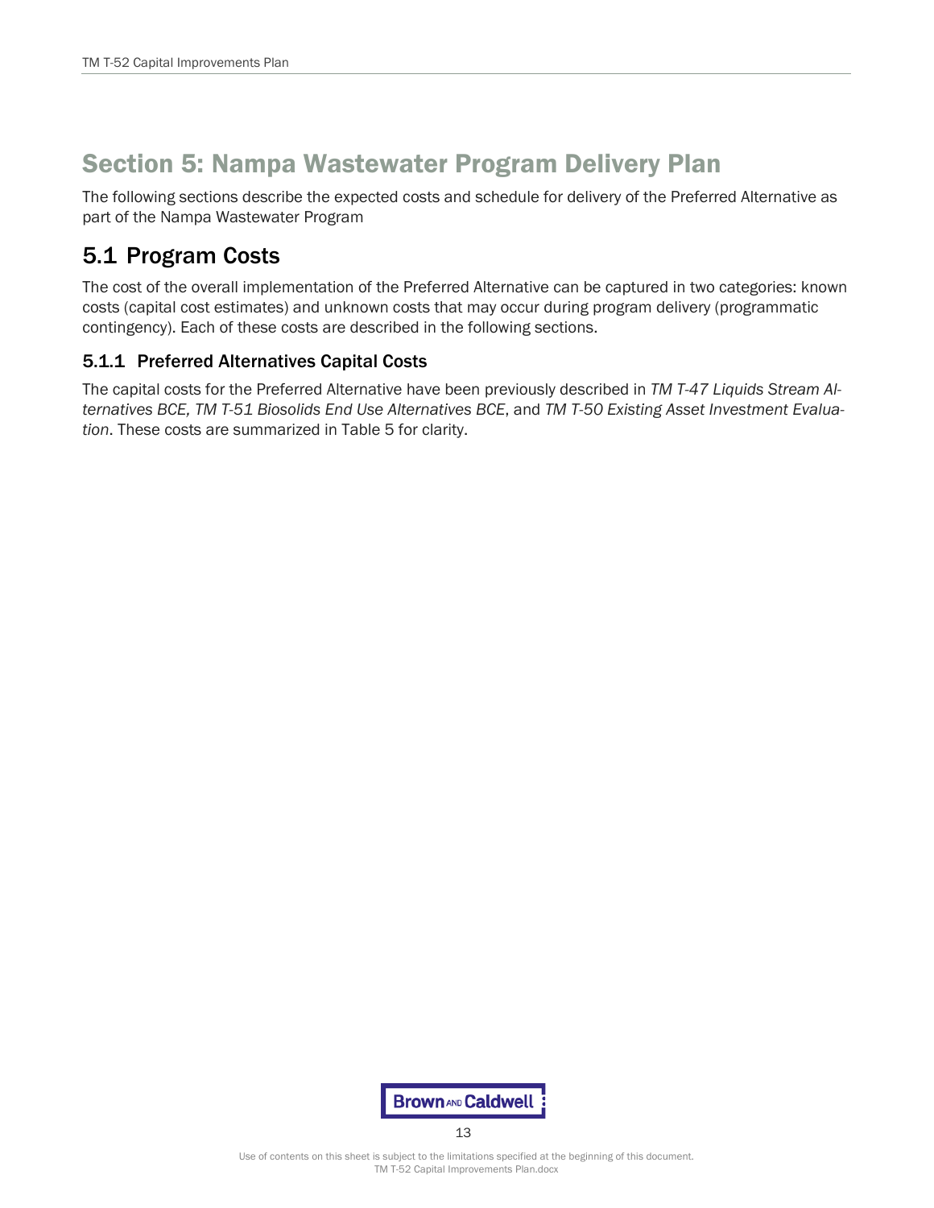# Section 5: Nampa Wastewater Program Delivery Plan

The following sections describe the expected costs and schedule for delivery of the Preferred Alternative as part of the Nampa Wastewater Program

## 5.1 Program Costs

The cost of the overall implementation of the Preferred Alternative can be captured in two categories: known costs (capital cost estimates) and unknown costs that may occur during program delivery (programmatic contingency). Each of these costs are described in the following sections.

### 5.1.1 Preferred Alternatives Capital Costs

The capital costs for the Preferred Alternative have been previously described in *TM T-47 Liquids Stream Alternatives BCE, TM T-51 Biosolids End Use Alternatives BCE*, and *TM T-50 Existing Asset Investment Evaluation*. These costs are summarized in Table 5 for clarity.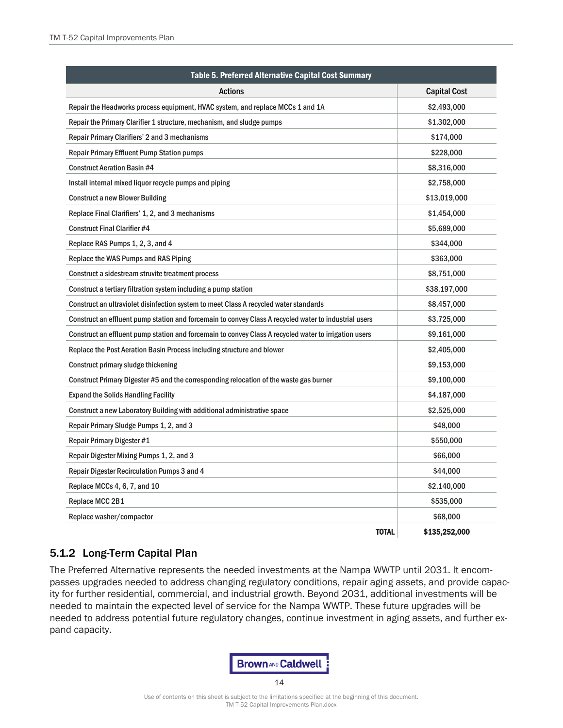| Table 5. Preferred Alternative Capital Cost Summary | |
|---|---|
| **Actions** | **Capital Cost** |
| Repair the Headworks process equipment, HVAC system, and replace MCCs 1 and 1A | $2,493,000 |
| Repair the Primary Clarifier 1 structure, mechanism, and sludge pumps | $1,302,000 |
| Repair Primary Clarifiers' 2 and 3 mechanisms | $174,000 |
| Repair Primary Effluent Pump Station pumps | $228,000 |
| Construct Aeration Basin #4 | $8,316,000 |
| Install internal mixed liquor recycle pumps and piping | $2,758,000 |
| Construct a new Blower Building | $13,019,000 |
| Replace Final Clarifiers' 1, 2, and 3 mechanisms | $1,454,000 |
| Construct Final Clarifier #4 | $5,689,000 |
| Replace RAS Pumps 1, 2, 3, and 4 | $344,000 |
| Replace the WAS Pumps and RAS Piping | $363,000 |
| Construct a sidestream struvite treatment process | $8,751,000 |
| Construct a tertiary filtration system including a pump station | $38,197,000 |
| Construct an ultraviolet disinfection system to meet Class A recycled water standards | $8,457,000 |
| Construct an effluent pump station and forcemain to convey Class A recycled water to industrial users | $3,725,000 |
| Construct an effluent pump station and forcemain to convey Class A recycled water to irrigation users | $9,161,000 |
| Replace the Post Aeration Basin Process including structure and blower | $2,405,000 |
| Construct primary sludge thickening | $9,153,000 |
| Construct Primary Digester #5 and the corresponding relocation of the waste gas burner | $9,100,000 |
| Expand the Solids Handling Facility | $4,187,000 |
| Construct a new Laboratory Building with additional administrative space | $2,525,000 |
| Repair Primary Sludge Pumps 1, 2, and 3 | $48,000 |
| Repair Primary Digester #1 | $550,000 |
| Repair Digester Mixing Pumps 1, 2, and 3 | $66,000 |
| Repair Digester Recirculation Pumps 3 and 4 | $44,000 |
| Replace MCCs 4, 6, 7, and 10 | $2,140,000 |
| Replace MCC 2B1 | $535,000 |
| Replace washer/compactor | $68,000 |
| **TOTAL** | **$135,252,000** |

### 5.1.2 Long-Term Capital Plan

The Preferred Alternative represents the needed investments at the Nampa WWTP until 2031. It encompasses upgrades needed to address changing regulatory conditions, repair aging assets, and provide capacity for further residential, commercial, and industrial growth. Beyond 2031, additional investments will be needed to maintain the expected level of service for the Nampa WWTP. These future upgrades will be needed to address potential future regulatory changes, continue investment in aging assets, and further expand capacity.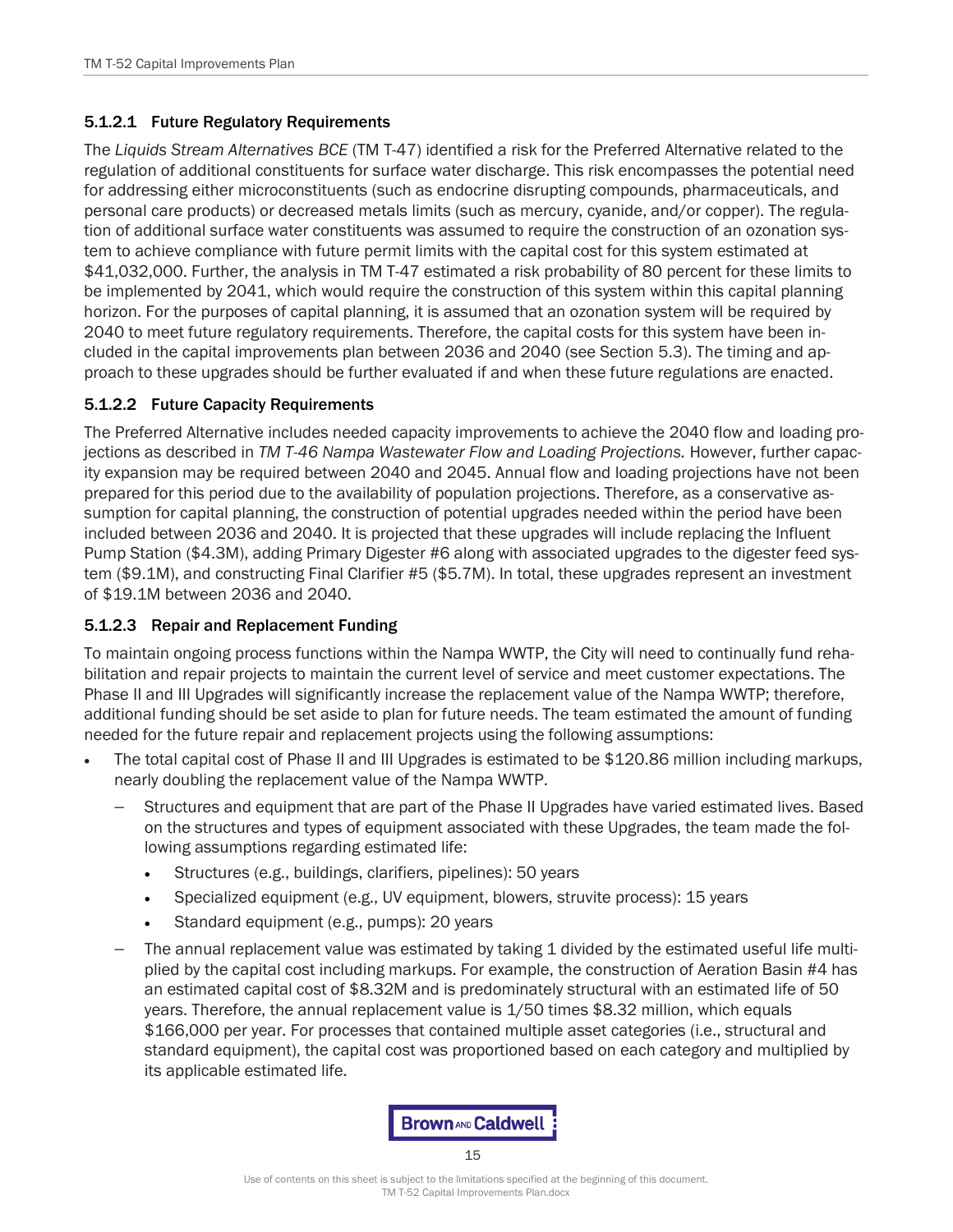#### 5.1.2.1 Future Regulatory Requirements

The *Liquids Stream Alternatives BCE* (TM T-47) identified a risk for the Preferred Alternative related to the regulation of additional constituents for surface water discharge. This risk encompasses the potential need for addressing either microconstituents (such as endocrine disrupting compounds, pharmaceuticals, and personal care products) or decreased metals limits (such as mercury, cyanide, and/or copper). The regulation of additional surface water constituents was assumed to require the construction of an ozonation system to achieve compliance with future permit limits with the capital cost for this system estimated at $41,032,000. Further, the analysis in TM T-47 estimated a risk probability of 80 percent for these limits to be implemented by 2041, which would require the construction of this system within this capital planning horizon. For the purposes of capital planning, it is assumed that an ozonation system will be required by 2040 to meet future regulatory requirements. Therefore, the capital costs for this system have been included in the capital improvements plan between 2036 and 2040 (see Section 5.3). The timing and approach to these upgrades should be further evaluated if and when these future regulations are enacted.

#### 5.1.2.2 Future Capacity Requirements

The Preferred Alternative includes needed capacity improvements to achieve the 2040 flow and loading projections as described in *TM T-46 Nampa Wastewater Flow and Loading Projections.* However, further capacity expansion may be required between 2040 and 2045. Annual flow and loading projections have not been prepared for this period due to the availability of population projections. Therefore, as a conservative assumption for capital planning, the construction of potential upgrades needed within the period have been included between 2036 and 2040. It is projected that these upgrades will include replacing the Influent Pump Station ($4.3M), adding Primary Digester #6 along with associated upgrades to the digester feed system ($9.1M), and constructing Final Clarifier #5 ($5.7M). In total, these upgrades represent an investment of $19.1M between 2036 and 2040.

#### 5.1.2.3 Repair and Replacement Funding

To maintain ongoing process functions within the Nampa WWTP, the City will need to continually fund rehabilitation and repair projects to maintain the current level of service and meet customer expectations. The Phase II and III Upgrades will significantly increase the replacement value of the Nampa WWTP; therefore, additional funding should be set aside to plan for future needs. The team estimated the amount of funding needed for the future repair and replacement projects using the following assumptions:

- The total capital cost of Phase II and III Upgrades is estimated to be $120.86 million including markups, nearly doubling the replacement value of the Nampa WWTP.
  - Structures and equipment that are part of the Phase II Upgrades have varied estimated lives. Based on the structures and types of equipment associated with these Upgrades, the team made the following assumptions regarding estimated life:
    - Structures (e.g., buildings, clarifiers, pipelines): 50 years
    - Specialized equipment (e.g., UV equipment, blowers, struvite process): 15 years
    - Standard equipment (e.g., pumps): 20 years
  - The annual replacement value was estimated by taking 1 divided by the estimated useful life multiplied by the capital cost including markups. For example, the construction of Aeration Basin #4 has an estimated capital cost of $8.32M and is predominately structural with an estimated life of 50 years. Therefore, the annual replacement value is 1/50 times $8.32 million, which equals $166,000 per year. For processes that contained multiple asset categories (i.e., structural and standard equipment), the capital cost was proportioned based on each category and multiplied by its applicable estimated life.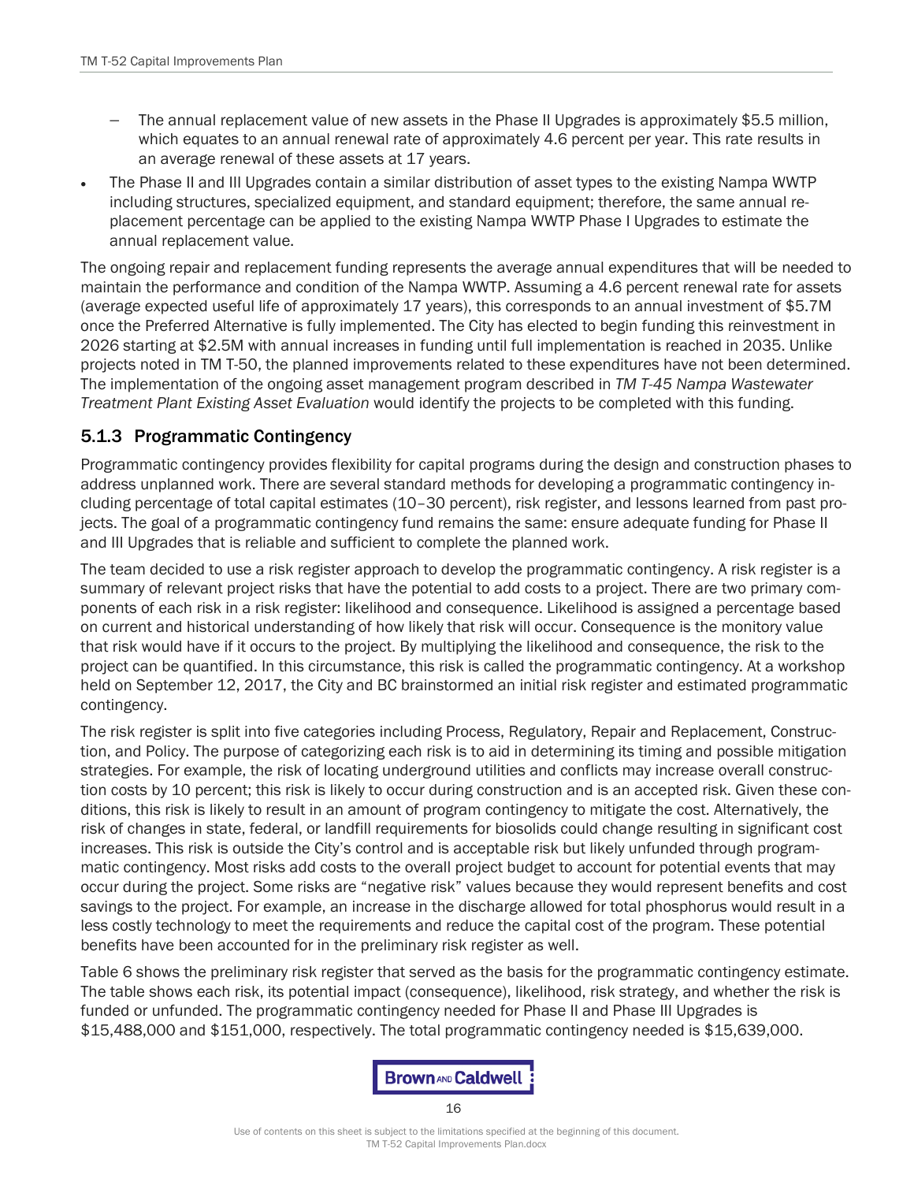- The annual replacement value of new assets in the Phase II Upgrades is approximately $5.5 million, which equates to an annual renewal rate of approximately 4.6 percent per year. This rate results in an average renewal of these assets at 17 years.

- The Phase II and III Upgrades contain a similar distribution of asset types to the existing Nampa WWTP including structures, specialized equipment, and standard equipment; therefore, the same annual replacement percentage can be applied to the existing Nampa WWTP Phase I Upgrades to estimate the annual replacement value.

The ongoing repair and replacement funding represents the average annual expenditures that will be needed to maintain the performance and condition of the Nampa WWTP. Assuming a 4.6 percent renewal rate for assets (average expected useful life of approximately 17 years), this corresponds to an annual investment of $5.7M once the Preferred Alternative is fully implemented. The City has elected to begin funding this reinvestment in 2026 starting at $2.5M with annual increases in funding until full implementation is reached in 2035. Unlike projects noted in TM T-50, the planned improvements related to these expenditures have not been determined. The implementation of the ongoing asset management program described in *TM T-45 Nampa Wastewater Treatment Plant Existing Asset Evaluation* would identify the projects to be completed with this funding.

### 5.1.3 Programmatic Contingency

Programmatic contingency provides flexibility for capital programs during the design and construction phases to address unplanned work. There are several standard methods for developing a programmatic contingency including percentage of total capital estimates (10–30 percent), risk register, and lessons learned from past projects. The goal of a programmatic contingency fund remains the same: ensure adequate funding for Phase II and III Upgrades that is reliable and sufficient to complete the planned work.

The team decided to use a risk register approach to develop the programmatic contingency. A risk register is a summary of relevant project risks that have the potential to add costs to a project. There are two primary components of each risk in a risk register: likelihood and consequence. Likelihood is assigned a percentage based on current and historical understanding of how likely that risk will occur. Consequence is the monitory value that risk would have if it occurs to the project. By multiplying the likelihood and consequence, the risk to the project can be quantified. In this circumstance, this risk is called the programmatic contingency. At a workshop held on September 12, 2017, the City and BC brainstormed an initial risk register and estimated programmatic contingency.

The risk register is split into five categories including Process, Regulatory, Repair and Replacement, Construction, and Policy. The purpose of categorizing each risk is to aid in determining its timing and possible mitigation strategies. For example, the risk of locating underground utilities and conflicts may increase overall construction costs by 10 percent; this risk is likely to occur during construction and is an accepted risk. Given these conditions, this risk is likely to result in an amount of program contingency to mitigate the cost. Alternatively, the risk of changes in state, federal, or landfill requirements for biosolids could change resulting in significant cost increases. This risk is outside the City's control and is acceptable risk but likely unfunded through programmatic contingency. Most risks add costs to the overall project budget to account for potential events that may occur during the project. Some risks are "negative risk" values because they would represent benefits and cost savings to the project. For example, an increase in the discharge allowed for total phosphorus would result in a less costly technology to meet the requirements and reduce the capital cost of the program. These potential benefits have been accounted for in the preliminary risk register as well.

Table 6 shows the preliminary risk register that served as the basis for the programmatic contingency estimate. The table shows each risk, its potential impact (consequence), likelihood, risk strategy, and whether the risk is funded or unfunded. The programmatic contingency needed for Phase II and Phase III Upgrades is $15,488,000 and $151,000, respectively. The total programmatic contingency needed is $15,639,000.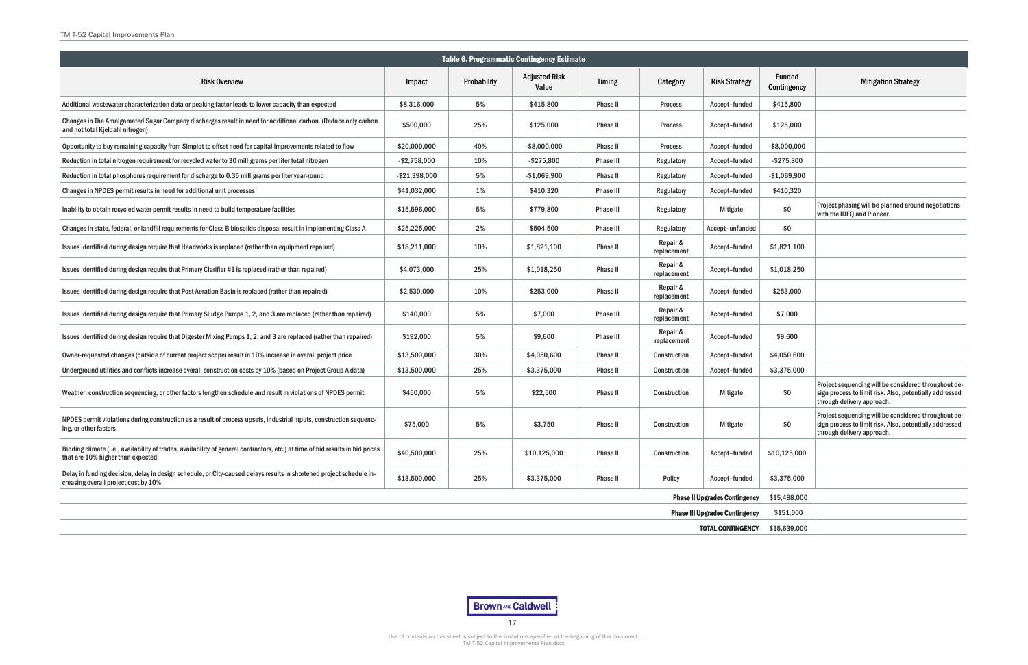| Table 6. Programmatic Contingency Estimate | | | | | | | | |
|---|---|---|---|---|---|---|---|---|
| Risk Overview | Impact | Probability | Adjusted Risk Value | Timing | Category | Risk Strategy | Funded Contingency | Mitigation Strategy |
| Additional wastewater characterization data or peaking factor leads to lower capacity than expected | $8,316,000 | 5% | $415,800 | Phase II | Process | Accept–funded | $415,800 | |
| Changes in The Amalgamated Sugar Company discharges result in need for additional carbon. (Reduce only carbon and not total Kjeldahl nitrogen) | $500,000 | 25% | $125,000 | Phase II | Process | Accept–funded | $125,000 | |
| Opportunity to buy remaining capacity from Simplot to offset need for capital improvements related to flow | $20,000,000 | 40% | -$8,000,000 | Phase II | Process | Accept–funded | -$8,000,000 | |
| Reduction in total nitrogen requirement for recycled water to 30 milligrams per liter total nitrogen | -$2,758,000 | 10% | -$275,800 | Phase III | Regulatory | Accept–funded | -$275,800 | |
| Reduction in total phosphorus requirement for discharge to 0.35 milligrams per liter year-round | -$21,398,000 | 5% | -$1,069,900 | Phase II | Regulatory | Accept–funded | -$1,069,900 | |
| Changes in NPDES permit results in need for additional unit processes | $41,032,000 | 1% | $410,320 | Phase III | Regulatory | Accept–funded | $410,320 | |
| Inability to obtain recycled water permit results in need to build temperature facilities | $15,596,000 | 5% | $779,800 | Phase III | Regulatory | Mitigate | $0 | Project phasing will be planned around negotiations with the IDEQ and Pioneer. |
| Changes in state, federal, or landfill requirements for Class B biosolids disposal result in implementing Class A | $25,225,000 | 2% | $504,500 | Phase III | Regulatory | Accept–unfunded | $0 | |
| Issues identified during design require that Headworks is replaced (rather than equipment repaired) | $18,211,000 | 10% | $1,821,100 | Phase II | Repair & replacement | Accept–funded | $1,821,100 | |
| Issues identified during design require that Primary Clarifier #1 is replaced (rather than repaired) | $4,073,000 | 25% | $1,018,250 | Phase II | Repair & replacement | Accept–funded | $1,018,250 | |
| Issues identified during design require that Post Aeration Basin is replaced (rather than repaired) | $2,530,000 | 10% | $253,000 | Phase II | Repair & replacement | Accept–funded | $253,000 | |
| Issues identified during design require that Primary Sludge Pumps 1, 2, and 3 are replaced (rather than repaired) | $140,000 | 5% | $7,000 | Phase III | Repair & replacement | Accept–funded | $7,000 | |
| Issues identified during design require that Digester Mixing Pumps 1, 2, and 3 are replaced (rather than repaired) | $192,000 | 5% | $9,600 | Phase III | Repair & replacement | Accept–funded | $9,600 | |
| Owner-requested changes (outside of current project scope) result in 10% increase in overall project price | $13,500,000 | 30% | $4,050,600 | Phase II | Construction | Accept–funded | $4,050,600 | |
| Underground utilities and conflicts increase overall construction costs by 10% (based on Project Group A data) | $13,500,000 | 25% | $3,375,000 | Phase II | Construction | Accept–funded | $3,375,000 | |
| Weather, construction sequencing, or other factors lengthen schedule and result in violations of NPDES permit | $450,000 | 5% | $22,500 | Phase II | Construction | Mitigate | $0 | Project sequencing will be considered throughout design process to limit risk. Also, potentially addressed through delivery approach. |
| NPDES permit violations during construction as a result of process upsets, industrial inputs, construction sequencing, or other factors | $75,000 | 5% | $3,750 | Phase II | Construction | Mitigate | $0 | Project sequencing will be considered throughout design process to limit risk. Also, potentially addressed through delivery approach. |
| Bidding climate (i.e., availability of trades, availability of general contractors, etc.) at time of bid results in bid prices that are 10% higher than expected | $40,500,000 | 25% | $10,125,000 | Phase II | Construction | Accept–funded | $10,125,000 | |
| Delay in funding decision, delay in design schedule, or City-caused delays results in shortened project schedule increasing overall project cost by 10% | $13,500,000 | 25% | $3,375,000 | Phase II | Policy | Accept–funded | $3,375,000 | |
| | | | | | | **Phase II Upgrades Contingency** | $15,488,000 | |
| | | | | | | **Phase III Upgrades Contingency** | $151,000 | |
| | | | | | | **TOTAL CONTINGENCY** | $15,639,000 | |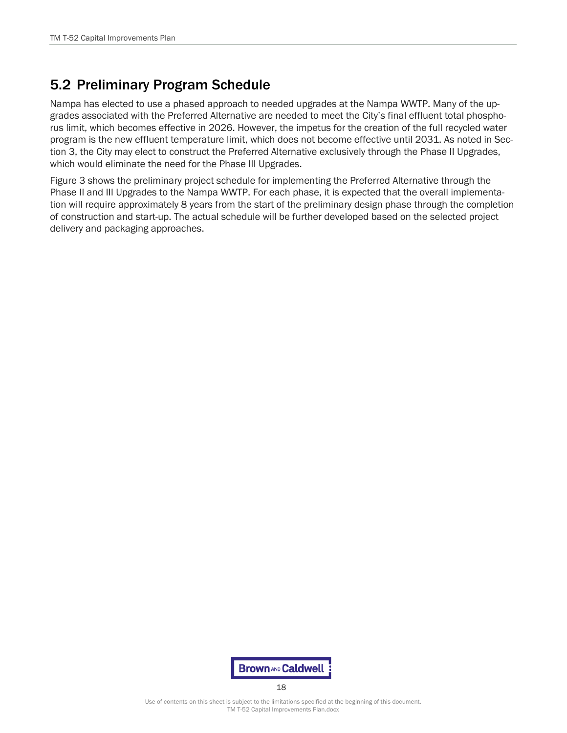## 5.2 Preliminary Program Schedule

Nampa has elected to use a phased approach to needed upgrades at the Nampa WWTP. Many of the upgrades associated with the Preferred Alternative are needed to meet the City's final effluent total phosphorus limit, which becomes effective in 2026. However, the impetus for the creation of the full recycled water program is the new effluent temperature limit, which does not become effective until 2031. As noted in Section 3, the City may elect to construct the Preferred Alternative exclusively through the Phase II Upgrades, which would eliminate the need for the Phase III Upgrades.

Figure 3 shows the preliminary project schedule for implementing the Preferred Alternative through the Phase II and III Upgrades to the Nampa WWTP. For each phase, it is expected that the overall implementation will require approximately 8 years from the start of the preliminary design phase through the completion of construction and start-up. The actual schedule will be further developed based on the selected project delivery and packaging approaches.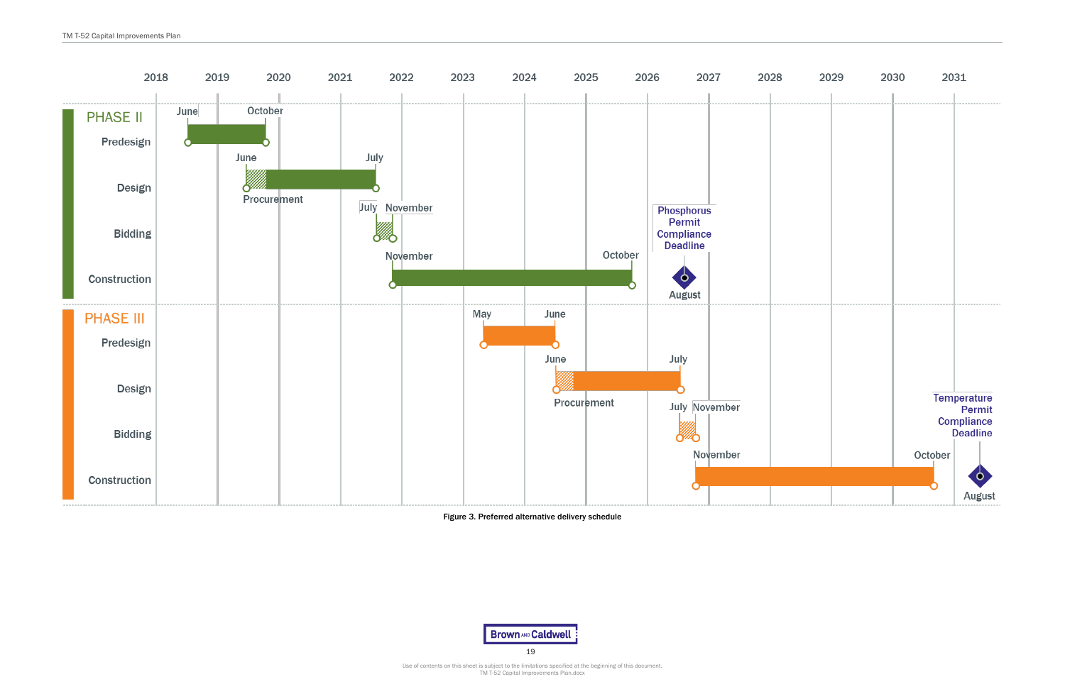| Phase | Task | Start | End |
|---|---|---|---|
| PHASE II | Predesign | June 2018 | October 2019 |
| | Design (incl. Procurement) | June 2019 | July 2021 |
| | Bidding | July 2021 | November 2021 |
| | Construction | November 2021 | October 2025 |
| | Phosphorus Permit Compliance Deadline | August 2026 | |
| PHASE III | Predesign | May 2023 | June 2024 |
| | Design (incl. Procurement) | June 2024 | July 2026 |
| | Bidding | July 2026 | November 2026 |
| | Construction | November 2026 | October 2030 |
| | Temperature Permit Compliance Deadline | August 2031 | |

Figure 3. Preferred alternative delivery schedule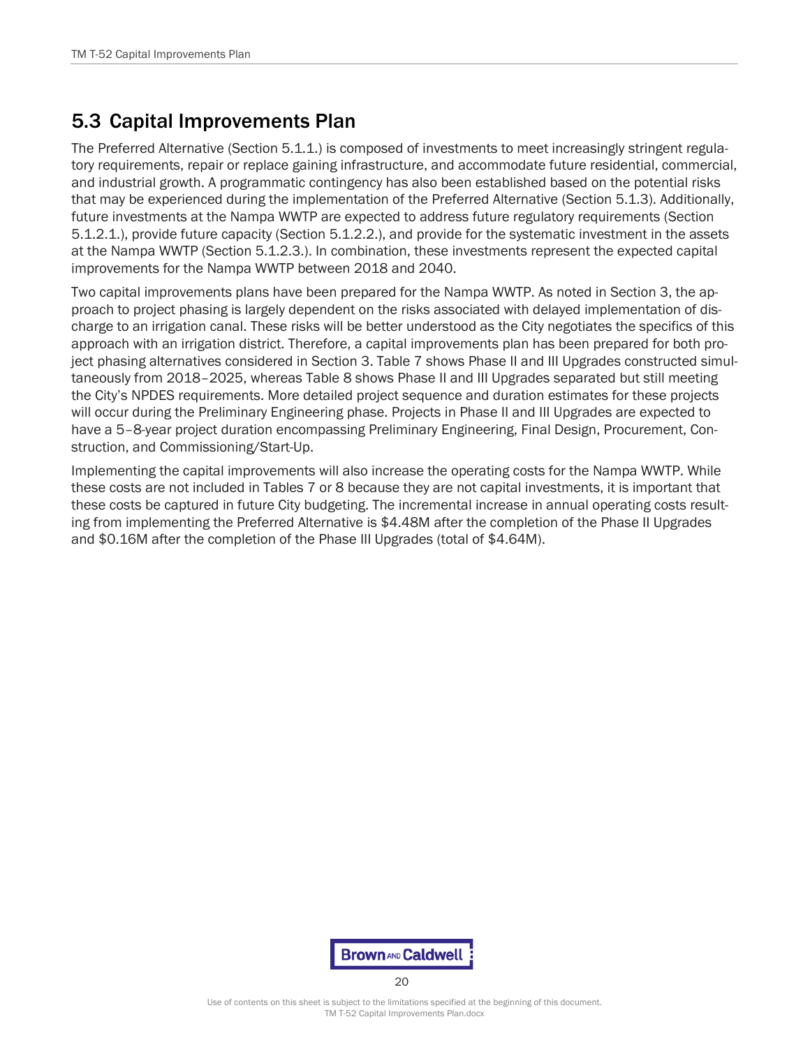## 5.3 Capital Improvements Plan

The Preferred Alternative (Section 5.1.1.) is composed of investments to meet increasingly stringent regulatory requirements, repair or replace gaining infrastructure, and accommodate future residential, commercial, and industrial growth. A programmatic contingency has also been established based on the potential risks that may be experienced during the implementation of the Preferred Alternative (Section 5.1.3). Additionally, future investments at the Nampa WWTP are expected to address future regulatory requirements (Section 5.1.2.1.), provide future capacity (Section 5.1.2.2.), and provide for the systematic investment in the assets at the Nampa WWTP (Section 5.1.2.3.). In combination, these investments represent the expected capital improvements for the Nampa WWTP between 2018 and 2040.

Two capital improvements plans have been prepared for the Nampa WWTP. As noted in Section 3, the approach to project phasing is largely dependent on the risks associated with delayed implementation of discharge to an irrigation canal. These risks will be better understood as the City negotiates the specifics of this approach with an irrigation district. Therefore, a capital improvements plan has been prepared for both project phasing alternatives considered in Section 3. Table 7 shows Phase II and III Upgrades constructed simultaneously from 2018–2025, whereas Table 8 shows Phase II and III Upgrades separated but still meeting the City's NPDES requirements. More detailed project sequence and duration estimates for these projects will occur during the Preliminary Engineering phase. Projects in Phase II and III Upgrades are expected to have a 5–8-year project duration encompassing Preliminary Engineering, Final Design, Procurement, Construction, and Commissioning/Start-Up.

Implementing the capital improvements will also increase the operating costs for the Nampa WWTP. While these costs are not included in Tables 7 or 8 because they are not capital investments, it is important that these costs be captured in future City budgeting. The incremental increase in annual operating costs resulting from implementing the Preferred Alternative is $4.48M after the completion of the Phase II Upgrades and $0.16M after the completion of the Phase III Upgrades (total of $4.64M).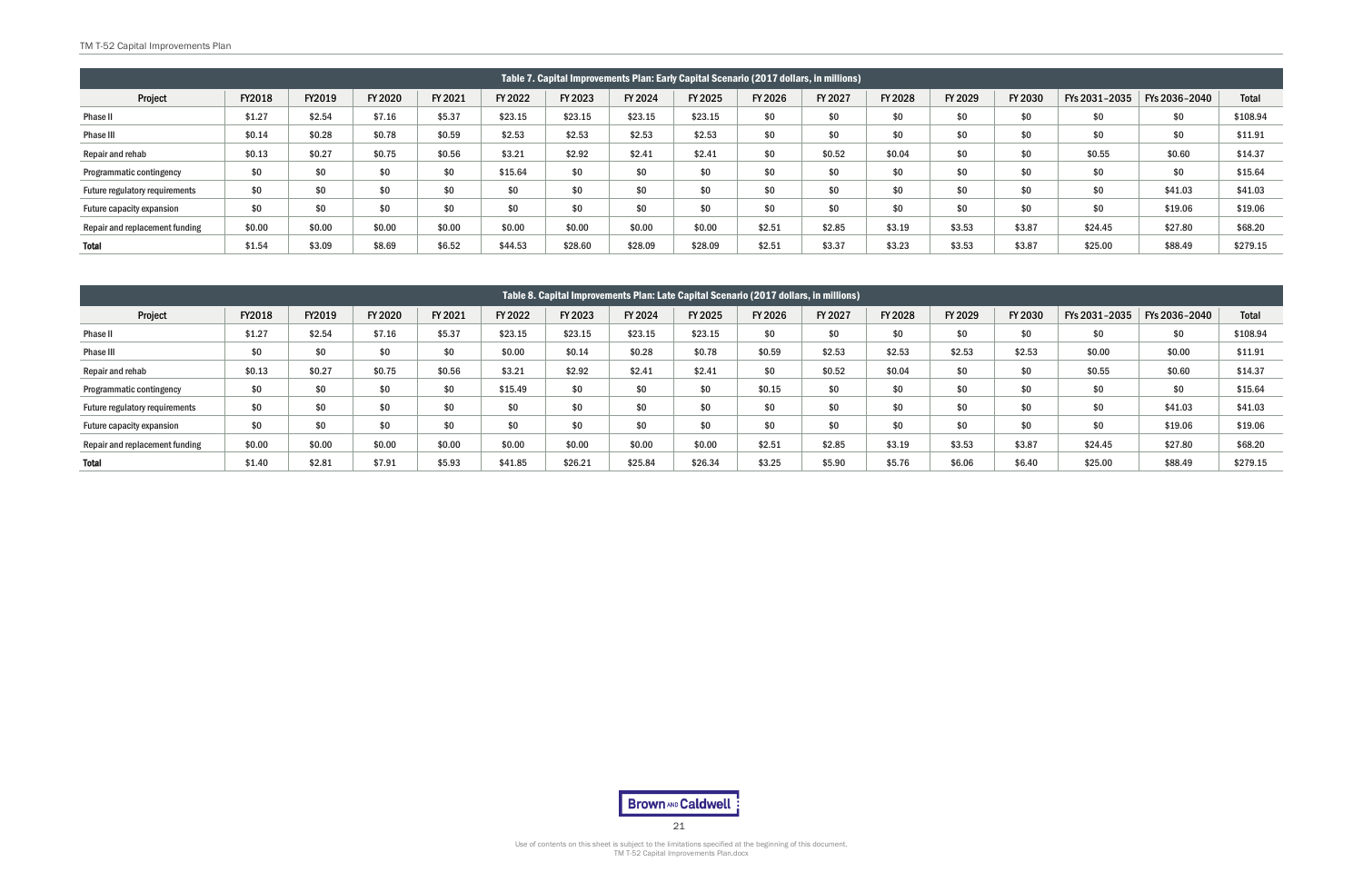| Table 7. Capital Improvements Plan: Early Capital Scenario (2017 dollars, in millions) | | | | | | | | | | | | | | | | |
|---|---|---|---|---|---|---|---|---|---|---|---|---|---|---|---|---|
| Project | FY2018 | FY2019 | FY 2020 | FY 2021 | FY 2022 | FY 2023 | FY 2024 | FY 2025 | FY 2026 | FY 2027 | FY 2028 | FY 2029 | FY 2030 | FYs 2031–2035 | FYs 2036–2040 | Total |
| Phase II | $1.27 | $2.54 | $7.16 | $5.37 | $23.15 | $23.15 | $23.15 | $23.15 | $0 | $0 | $0 | $0 | $0 | $0 | $0 | $108.94 |
| Phase III | $0.14 | $0.28 | $0.78 | $0.59 | $2.53 | $2.53 | $2.53 | $2.53 | $0 | $0 | $0 | $0 | $0 | $0 | $0 | $11.91 |
| Repair and rehab | $0.13 | $0.27 | $0.75 | $0.56 | $3.21 | $2.92 | $2.41 | $2.41 | $0 | $0.52 | $0.04 | $0 | $0 | $0.55 | $0.60 | $14.37 |
| Programmatic contingency | $0 | $0 | $0 | $0 | $15.64 | $0 | $0 | $0 | $0 | $0 | $0 | $0 | $0 | $0 | $0 | $15.64 |
| Future regulatory requirements | $0 | $0 | $0 | $0 | $0 | $0 | $0 | $0 | $0 | $0 | $0 | $0 | $0 | $0 | $41.03 | $41.03 |
| Future capacity expansion | $0 | $0 | $0 | $0 | $0 | $0 | $0 | $0 | $0 | $0 | $0 | $0 | $0 | $0 | $19.06 | $19.06 |
| Repair and replacement funding | $0.00 | $0.00 | $0.00 | $0.00 | $0.00 | $0.00 | $0.00 | $0.00 | $2.51 | $2.85 | $3.19 | $3.53 | $3.87 | $24.45 | $27.80 | $68.20 |
| **Total** | $1.54 | $3.09 | $8.69 | $6.52 | $44.53 | $28.60 | $28.09 | $28.09 | $2.51 | $3.37 | $3.23 | $3.53 | $3.87 | $25.00 | $88.49 | $279.15 |

| Table 8. Capital Improvements Plan: Late Capital Scenario (2017 dollars, in millions) | | | | | | | | | | | | | | | | |
|---|---|---|---|---|---|---|---|---|---|---|---|---|---|---|---|---|
| Project | FY2018 | FY2019 | FY 2020 | FY 2021 | FY 2022 | FY 2023 | FY 2024 | FY 2025 | FY 2026 | FY 2027 | FY 2028 | FY 2029 | FY 2030 | FYs 2031–2035 | FYs 2036–2040 | Total |
| Phase II | $1.27 | $2.54 | $7.16 | $5.37 | $23.15 | $23.15 | $23.15 | $23.15 | $0 | $0 | $0 | $0 | $0 | $0 | $0 | $108.94 |
| Phase III | $0 | $0 | $0 | $0 | $0.00 | $0.14 | $0.28 | $0.78 | $0.59 | $2.53 | $2.53 | $2.53 | $2.53 | $0.00 | $0.00 | $11.91 |
| Repair and rehab | $0.13 | $0.27 | $0.75 | $0.56 | $3.21 | $2.92 | $2.41 | $2.41 | $0 | $0.52 | $0.04 | $0 | $0 | $0.55 | $0.60 | $14.37 |
| Programmatic contingency | $0 | $0 | $0 | $0 | $15.49 | $0 | $0 | $0 | $0.15 | $0 | $0 | $0 | $0 | $0 | $0 | $15.64 |
| Future regulatory requirements | $0 | $0 | $0 | $0 | $0 | $0 | $0 | $0 | $0 | $0 | $0 | $0 | $0 | $0 | $41.03 | $41.03 |
| Future capacity expansion | $0 | $0 | $0 | $0 | $0 | $0 | $0 | $0 | $0 | $0 | $0 | $0 | $0 | $0 | $19.06 | $19.06 |
| Repair and replacement funding | $0.00 | $0.00 | $0.00 | $0.00 | $0.00 | $0.00 | $0.00 | $0.00 | $2.51 | $2.85 | $3.19 | $3.53 | $3.87 | $24.45 | $27.80 | $68.20 |
| **Total** | $1.40 | $2.81 | $7.91 | $5.93 | $41.85 | $26.21 | $25.84 | $26.34 | $3.25 | $5.90 | $5.76 | $6.06 | $6.40 | $25.00 | $88.49 | $279.15 |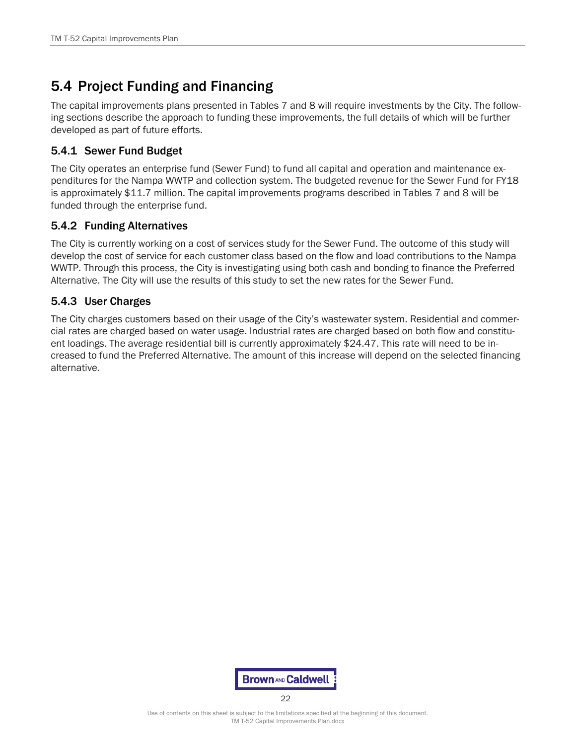## 5.4 Project Funding and Financing

The capital improvements plans presented in Tables 7 and 8 will require investments by the City. The following sections describe the approach to funding these improvements, the full details of which will be further developed as part of future efforts.

### 5.4.1 Sewer Fund Budget

The City operates an enterprise fund (Sewer Fund) to fund all capital and operation and maintenance expenditures for the Nampa WWTP and collection system. The budgeted revenue for the Sewer Fund for FY18 is approximately $11.7 million. The capital improvements programs described in Tables 7 and 8 will be funded through the enterprise fund.

### 5.4.2 Funding Alternatives

The City is currently working on a cost of services study for the Sewer Fund. The outcome of this study will develop the cost of service for each customer class based on the flow and load contributions to the Nampa WWTP. Through this process, the City is investigating using both cash and bonding to finance the Preferred Alternative. The City will use the results of this study to set the new rates for the Sewer Fund.

### 5.4.3 User Charges

The City charges customers based on their usage of the City's wastewater system. Residential and commercial rates are charged based on water usage. Industrial rates are charged based on both flow and constituent loadings. The average residential bill is currently approximately $24.47. This rate will need to be increased to fund the Preferred Alternative. The amount of this increase will depend on the selected financing alternative.